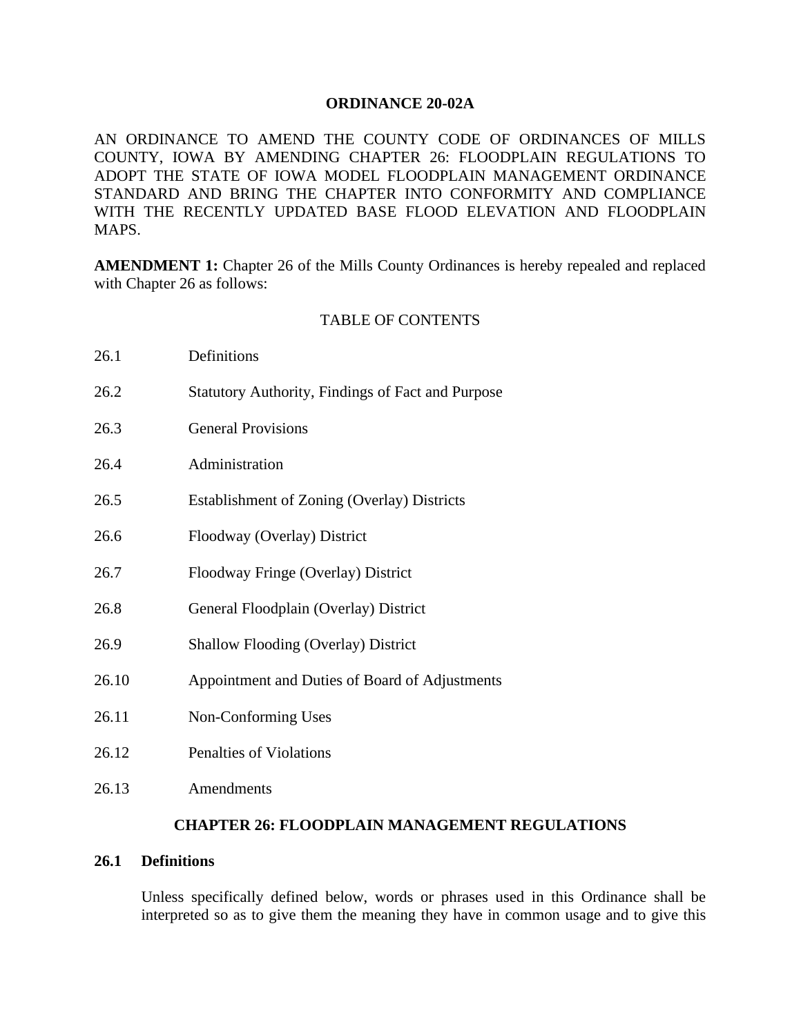# ORDINANCE 20-02A

AN ORDINANCE TO AMEND THE COUNTY CODE OF ORDINANCES OF MILLS COUNTY, IOWA BY AMENDING CHAPTER 26: FLOODPLAIN REGULATIONS TO ADOPT THE STATE OF IOWA MODEL FLOODPLAIN MANAGEMENT ORDINANCE STANDARD AND BRING THE CHAPTER INTO CONFORMITY AND COMPLIANCE WITH THE RECENTLY UPDATED BASE FLOOD ELEVATION AND FLOODPLAIN MAPS.

**AMENDMENT 1:** Chapter 26 of the Mills County Ordinances is hereby repealed and replaced with Chapter 26 as follows:

TABLE OF CONTENTS

| | |
|---|---|
| 26.1 | Definitions |
| 26.2 | Statutory Authority, Findings of Fact and Purpose |
| 26.3 | General Provisions |
| 26.4 | Administration |
| 26.5 | Establishment of Zoning (Overlay) Districts |
| 26.6 | Floodway (Overlay) District |
| 26.7 | Floodway Fringe (Overlay) District |
| 26.8 | General Floodplain (Overlay) District |
| 26.9 | Shallow Flooding (Overlay) District |
| 26.10 | Appointment and Duties of Board of Adjustments |
| 26.11 | Non-Conforming Uses |
| 26.12 | Penalties of Violations |
| 26.13 | Amendments |

## CHAPTER 26: FLOODPLAIN MANAGEMENT REGULATIONS

### 26.1 Definitions

Unless specifically defined below, words or phrases used in this Ordinance shall be interpreted so as to give them the meaning they have in common usage and to give this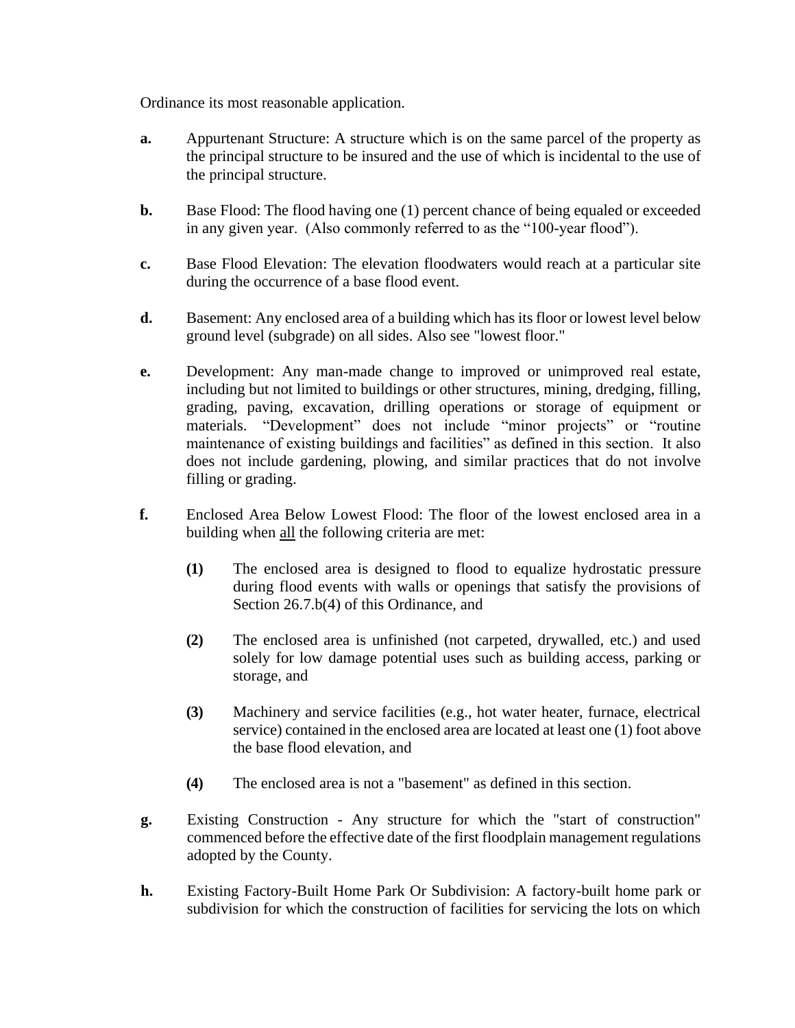Ordinance its most reasonable application.

**a.** Appurtenant Structure: A structure which is on the same parcel of the property as the principal structure to be insured and the use of which is incidental to the use of the principal structure.

**b.** Base Flood: The flood having one (1) percent chance of being equaled or exceeded in any given year. (Also commonly referred to as the "100-year flood").

**c.** Base Flood Elevation: The elevation floodwaters would reach at a particular site during the occurrence of a base flood event.

**d.** Basement: Any enclosed area of a building which has its floor or lowest level below ground level (subgrade) on all sides. Also see "lowest floor."

**e.** Development: Any man-made change to improved or unimproved real estate, including but not limited to buildings or other structures, mining, dredging, filling, grading, paving, excavation, drilling operations or storage of equipment or materials. "Development" does not include "minor projects" or "routine maintenance of existing buildings and facilities" as defined in this section. It also does not include gardening, plowing, and similar practices that do not involve filling or grading.

**f.** Enclosed Area Below Lowest Flood: The floor of the lowest enclosed area in a building when <u>all</u> the following criteria are met:

> **(1)** The enclosed area is designed to flood to equalize hydrostatic pressure during flood events with walls or openings that satisfy the provisions of Section 26.7.b(4) of this Ordinance, and
>
> **(2)** The enclosed area is unfinished (not carpeted, drywalled, etc.) and used solely for low damage potential uses such as building access, parking or storage, and
>
> **(3)** Machinery and service facilities (e.g., hot water heater, furnace, electrical service) contained in the enclosed area are located at least one (1) foot above the base flood elevation, and
>
> **(4)** The enclosed area is not a "basement" as defined in this section.

**g.** Existing Construction - Any structure for which the "start of construction" commenced before the effective date of the first floodplain management regulations adopted by the County.

**h.** Existing Factory-Built Home Park Or Subdivision: A factory-built home park or subdivision for which the construction of facilities for servicing the lots on which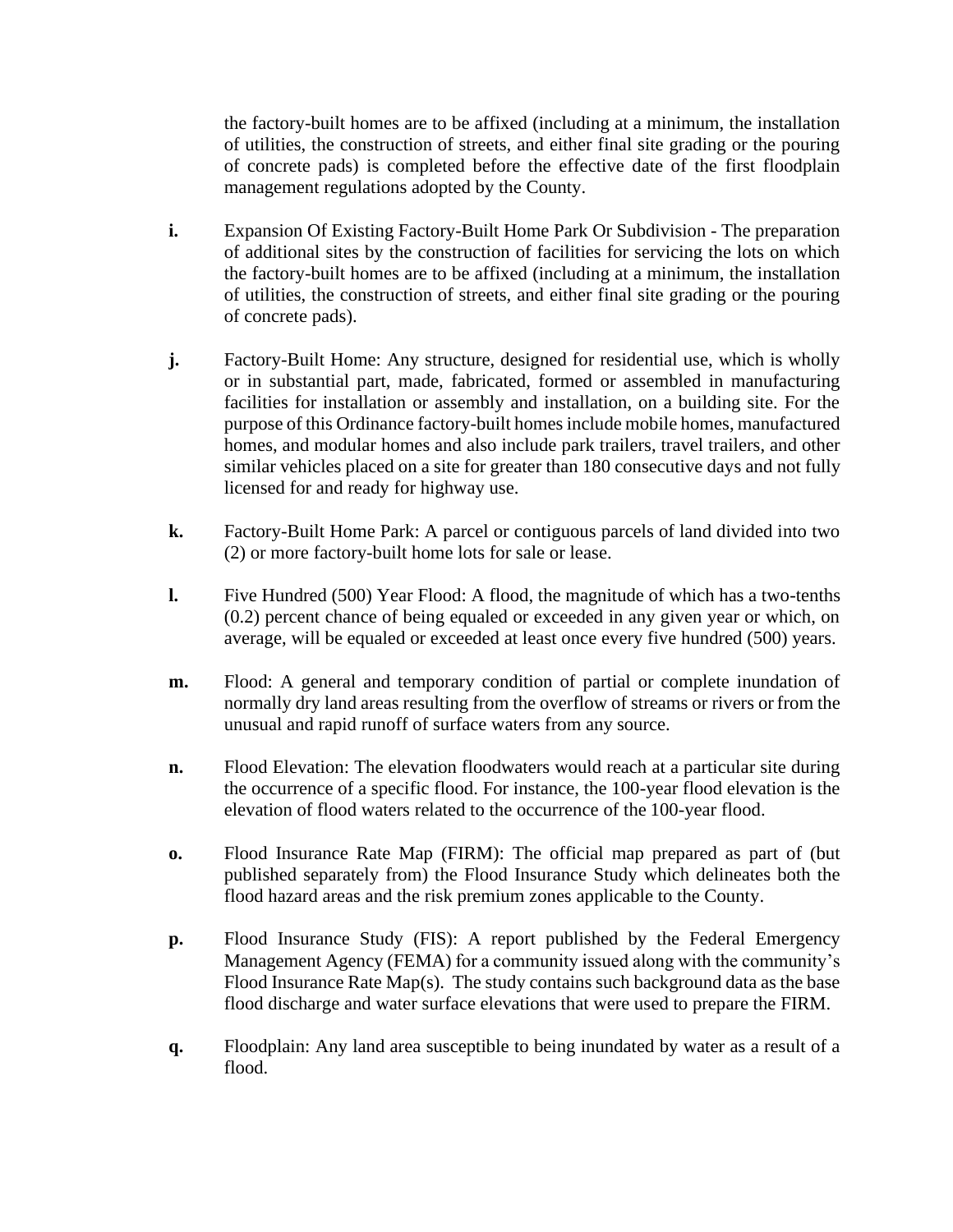the factory-built homes are to be affixed (including at a minimum, the installation of utilities, the construction of streets, and either final site grading or the pouring of concrete pads) is completed before the effective date of the first floodplain management regulations adopted by the County.

**i.** Expansion Of Existing Factory-Built Home Park Or Subdivision - The preparation of additional sites by the construction of facilities for servicing the lots on which the factory-built homes are to be affixed (including at a minimum, the installation of utilities, the construction of streets, and either final site grading or the pouring of concrete pads).

**j.** Factory-Built Home: Any structure, designed for residential use, which is wholly or in substantial part, made, fabricated, formed or assembled in manufacturing facilities for installation or assembly and installation, on a building site. For the purpose of this Ordinance factory-built homes include mobile homes, manufactured homes, and modular homes and also include park trailers, travel trailers, and other similar vehicles placed on a site for greater than 180 consecutive days and not fully licensed for and ready for highway use.

**k.** Factory-Built Home Park: A parcel or contiguous parcels of land divided into two (2) or more factory-built home lots for sale or lease.

**l.** Five Hundred (500) Year Flood: A flood, the magnitude of which has a two-tenths (0.2) percent chance of being equaled or exceeded in any given year or which, on average, will be equaled or exceeded at least once every five hundred (500) years.

**m.** Flood: A general and temporary condition of partial or complete inundation of normally dry land areas resulting from the overflow of streams or rivers or from the unusual and rapid runoff of surface waters from any source.

**n.** Flood Elevation: The elevation floodwaters would reach at a particular site during the occurrence of a specific flood. For instance, the 100-year flood elevation is the elevation of flood waters related to the occurrence of the 100-year flood.

**o.** Flood Insurance Rate Map (FIRM): The official map prepared as part of (but published separately from) the Flood Insurance Study which delineates both the flood hazard areas and the risk premium zones applicable to the County.

**p.** Flood Insurance Study (FIS): A report published by the Federal Emergency Management Agency (FEMA) for a community issued along with the community's Flood Insurance Rate Map(s). The study contains such background data as the base flood discharge and water surface elevations that were used to prepare the FIRM.

**q.** Floodplain: Any land area susceptible to being inundated by water as a result of a flood.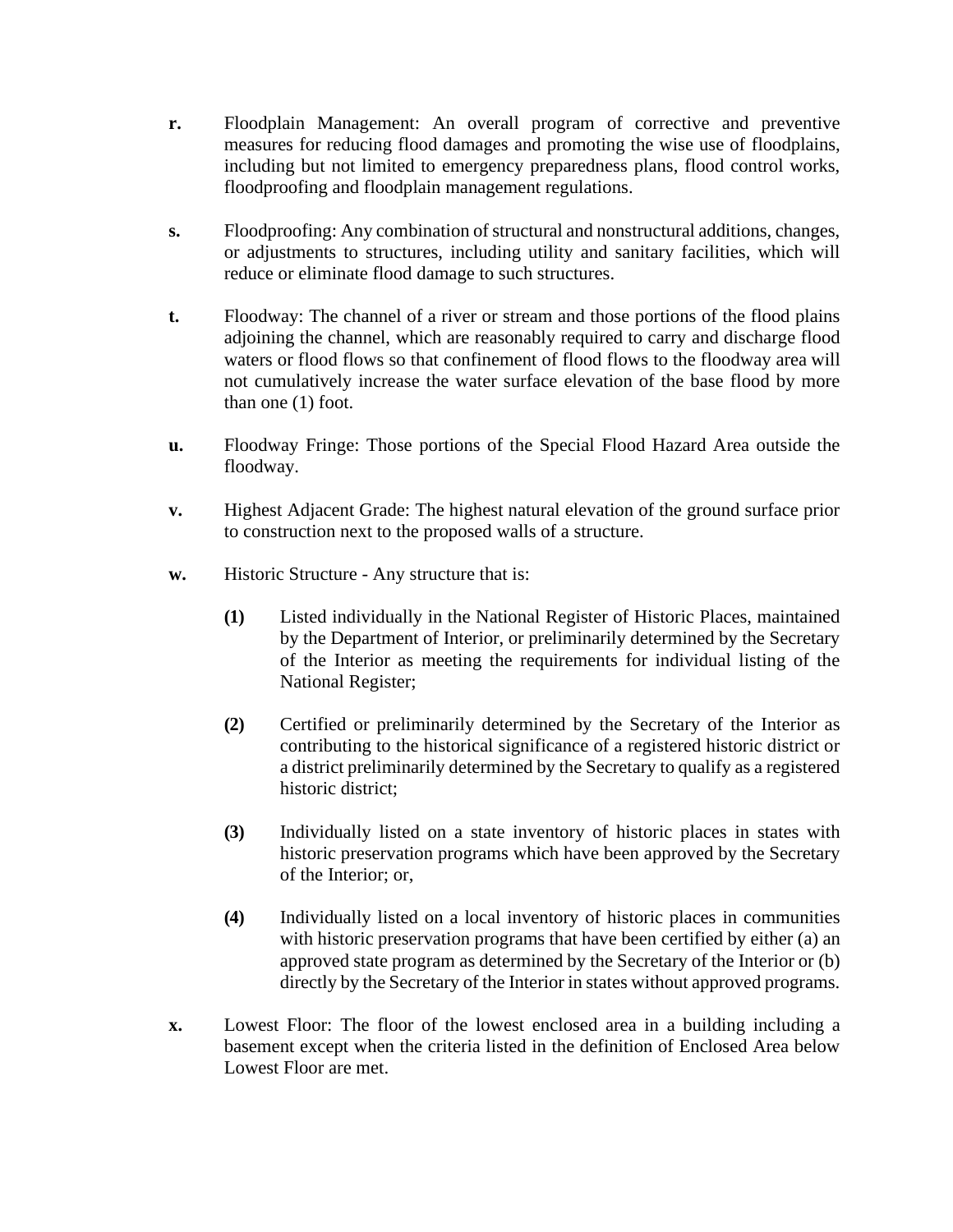**r.** Floodplain Management: An overall program of corrective and preventive measures for reducing flood damages and promoting the wise use of floodplains, including but not limited to emergency preparedness plans, flood control works, floodproofing and floodplain management regulations.

**s.** Floodproofing: Any combination of structural and nonstructural additions, changes, or adjustments to structures, including utility and sanitary facilities, which will reduce or eliminate flood damage to such structures.

**t.** Floodway: The channel of a river or stream and those portions of the flood plains adjoining the channel, which are reasonably required to carry and discharge flood waters or flood flows so that confinement of flood flows to the floodway area will not cumulatively increase the water surface elevation of the base flood by more than one (1) foot.

**u.** Floodway Fringe: Those portions of the Special Flood Hazard Area outside the floodway.

**v.** Highest Adjacent Grade: The highest natural elevation of the ground surface prior to construction next to the proposed walls of a structure.

**w.** Historic Structure - Any structure that is:

> **(1)** Listed individually in the National Register of Historic Places, maintained by the Department of Interior, or preliminarily determined by the Secretary of the Interior as meeting the requirements for individual listing of the National Register;
>
> **(2)** Certified or preliminarily determined by the Secretary of the Interior as contributing to the historical significance of a registered historic district or a district preliminarily determined by the Secretary to qualify as a registered historic district;
>
> **(3)** Individually listed on a state inventory of historic places in states with historic preservation programs which have been approved by the Secretary of the Interior; or,
>
> **(4)** Individually listed on a local inventory of historic places in communities with historic preservation programs that have been certified by either (a) an approved state program as determined by the Secretary of the Interior or (b) directly by the Secretary of the Interior in states without approved programs.

**x.** Lowest Floor: The floor of the lowest enclosed area in a building including a basement except when the criteria listed in the definition of Enclosed Area below Lowest Floor are met.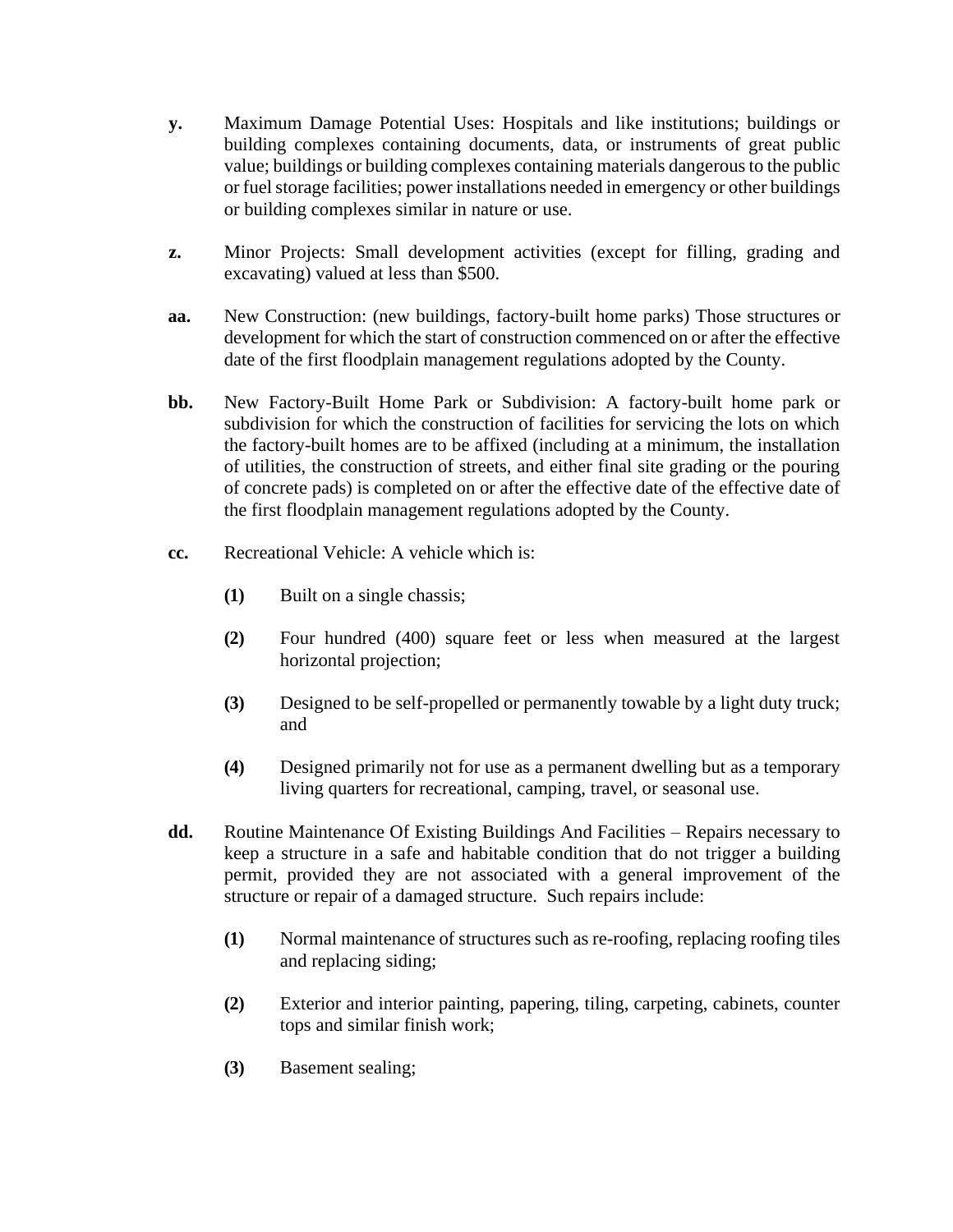**y.** Maximum Damage Potential Uses: Hospitals and like institutions; buildings or building complexes containing documents, data, or instruments of great public value; buildings or building complexes containing materials dangerous to the public or fuel storage facilities; power installations needed in emergency or other buildings or building complexes similar in nature or use.

**z.** Minor Projects: Small development activities (except for filling, grading and excavating) valued at less than $500.

**aa.** New Construction: (new buildings, factory-built home parks) Those structures or development for which the start of construction commenced on or after the effective date of the first floodplain management regulations adopted by the County.

**bb.** New Factory-Built Home Park or Subdivision: A factory-built home park or subdivision for which the construction of facilities for servicing the lots on which the factory-built homes are to be affixed (including at a minimum, the installation of utilities, the construction of streets, and either final site grading or the pouring of concrete pads) is completed on or after the effective date of the effective date of the first floodplain management regulations adopted by the County.

**cc.** Recreational Vehicle: A vehicle which is:

- **(1)** Built on a single chassis;
- **(2)** Four hundred (400) square feet or less when measured at the largest horizontal projection;
- **(3)** Designed to be self-propelled or permanently towable by a light duty truck; and
- **(4)** Designed primarily not for use as a permanent dwelling but as a temporary living quarters for recreational, camping, travel, or seasonal use.

**dd.** Routine Maintenance Of Existing Buildings And Facilities – Repairs necessary to keep a structure in a safe and habitable condition that do not trigger a building permit, provided they are not associated with a general improvement of the structure or repair of a damaged structure. Such repairs include:

- **(1)** Normal maintenance of structures such as re-roofing, replacing roofing tiles and replacing siding;
- **(2)** Exterior and interior painting, papering, tiling, carpeting, cabinets, counter tops and similar finish work;
- **(3)** Basement sealing;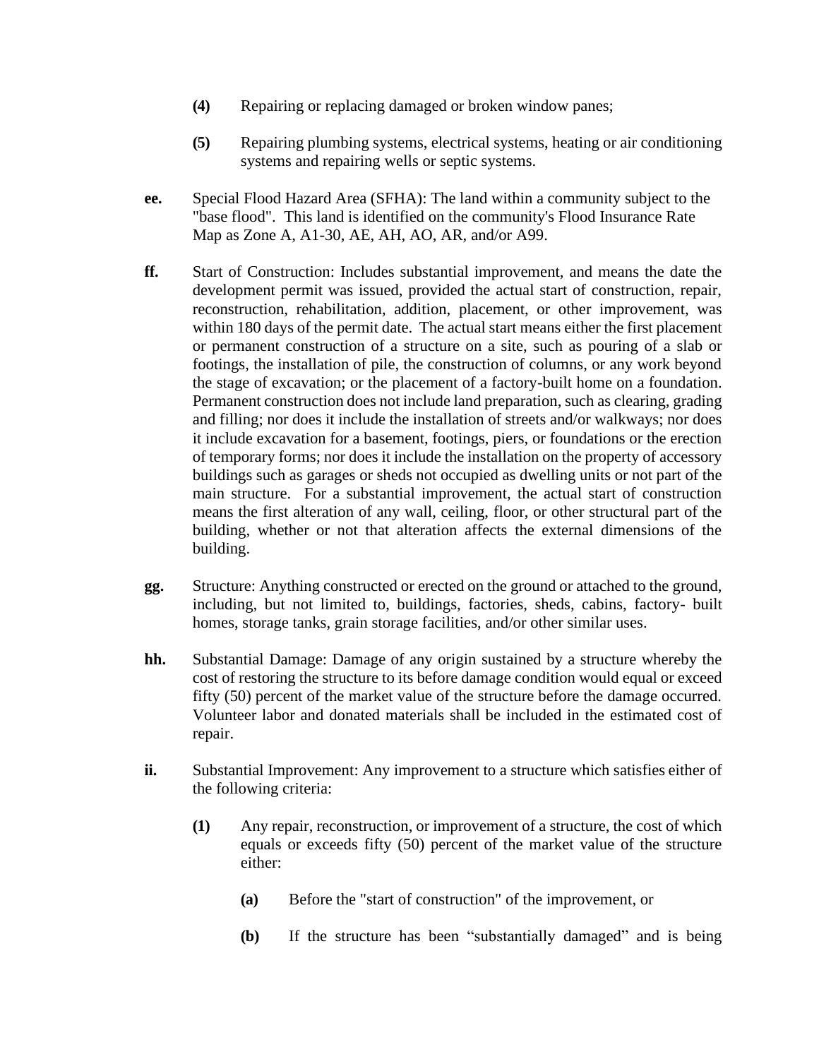**(4)** Repairing or replacing damaged or broken window panes;

**(5)** Repairing plumbing systems, electrical systems, heating or air conditioning systems and repairing wells or septic systems.

**ee.** Special Flood Hazard Area (SFHA): The land within a community subject to the "base flood". This land is identified on the community's Flood Insurance Rate Map as Zone A, A1-30, AE, AH, AO, AR, and/or A99.

**ff.** Start of Construction: Includes substantial improvement, and means the date the development permit was issued, provided the actual start of construction, repair, reconstruction, rehabilitation, addition, placement, or other improvement, was within 180 days of the permit date. The actual start means either the first placement or permanent construction of a structure on a site, such as pouring of a slab or footings, the installation of pile, the construction of columns, or any work beyond the stage of excavation; or the placement of a factory-built home on a foundation. Permanent construction does not include land preparation, such as clearing, grading and filling; nor does it include the installation of streets and/or walkways; nor does it include excavation for a basement, footings, piers, or foundations or the erection of temporary forms; nor does it include the installation on the property of accessory buildings such as garages or sheds not occupied as dwelling units or not part of the main structure. For a substantial improvement, the actual start of construction means the first alteration of any wall, ceiling, floor, or other structural part of the building, whether or not that alteration affects the external dimensions of the building.

**gg.** Structure: Anything constructed or erected on the ground or attached to the ground, including, but not limited to, buildings, factories, sheds, cabins, factory- built homes, storage tanks, grain storage facilities, and/or other similar uses.

**hh.** Substantial Damage: Damage of any origin sustained by a structure whereby the cost of restoring the structure to its before damage condition would equal or exceed fifty (50) percent of the market value of the structure before the damage occurred. Volunteer labor and donated materials shall be included in the estimated cost of repair.

**ii.** Substantial Improvement: Any improvement to a structure which satisfies either of the following criteria:

**(1)** Any repair, reconstruction, or improvement of a structure, the cost of which equals or exceeds fifty (50) percent of the market value of the structure either:

**(a)** Before the "start of construction" of the improvement, or

**(b)** If the structure has been "substantially damaged" and is being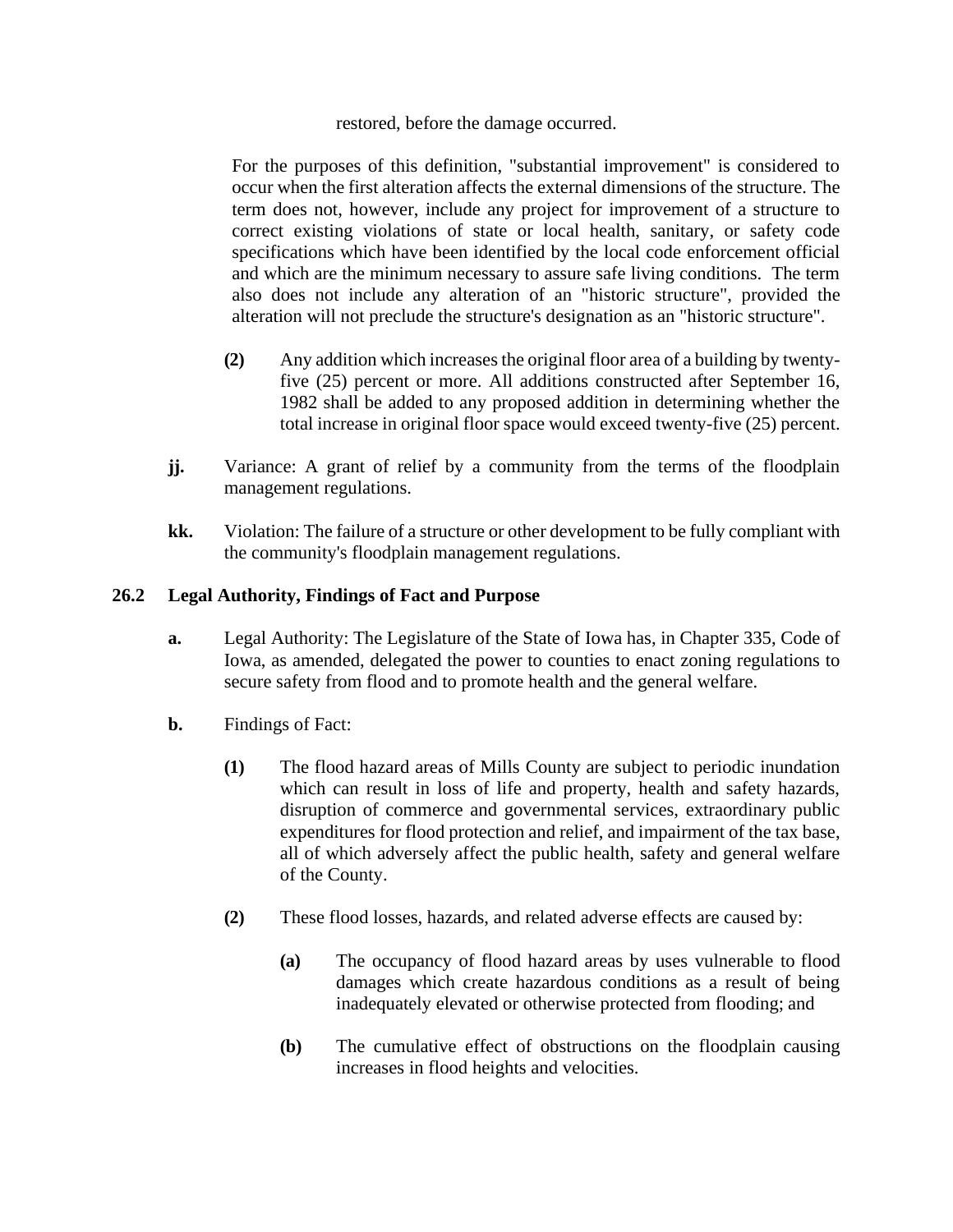restored, before the damage occurred.

For the purposes of this definition, "substantial improvement" is considered to occur when the first alteration affects the external dimensions of the structure. The term does not, however, include any project for improvement of a structure to correct existing violations of state or local health, sanitary, or safety code specifications which have been identified by the local code enforcement official and which are the minimum necessary to assure safe living conditions. The term also does not include any alteration of an "historic structure", provided the alteration will not preclude the structure's designation as an "historic structure".

**(2)** Any addition which increases the original floor area of a building by twenty-five (25) percent or more. All additions constructed after September 16, 1982 shall be added to any proposed addition in determining whether the total increase in original floor space would exceed twenty-five (25) percent.

**jj.** Variance: A grant of relief by a community from the terms of the floodplain management regulations.

**kk.** Violation: The failure of a structure or other development to be fully compliant with the community's floodplain management regulations.

## 26.2 Legal Authority, Findings of Fact and Purpose

**a.** Legal Authority: The Legislature of the State of Iowa has, in Chapter 335, Code of Iowa, as amended, delegated the power to counties to enact zoning regulations to secure safety from flood and to promote health and the general welfare.

**b.** Findings of Fact:

**(1)** The flood hazard areas of Mills County are subject to periodic inundation which can result in loss of life and property, health and safety hazards, disruption of commerce and governmental services, extraordinary public expenditures for flood protection and relief, and impairment of the tax base, all of which adversely affect the public health, safety and general welfare of the County.

**(2)** These flood losses, hazards, and related adverse effects are caused by:

**(a)** The occupancy of flood hazard areas by uses vulnerable to flood damages which create hazardous conditions as a result of being inadequately elevated or otherwise protected from flooding; and

**(b)** The cumulative effect of obstructions on the floodplain causing increases in flood heights and velocities.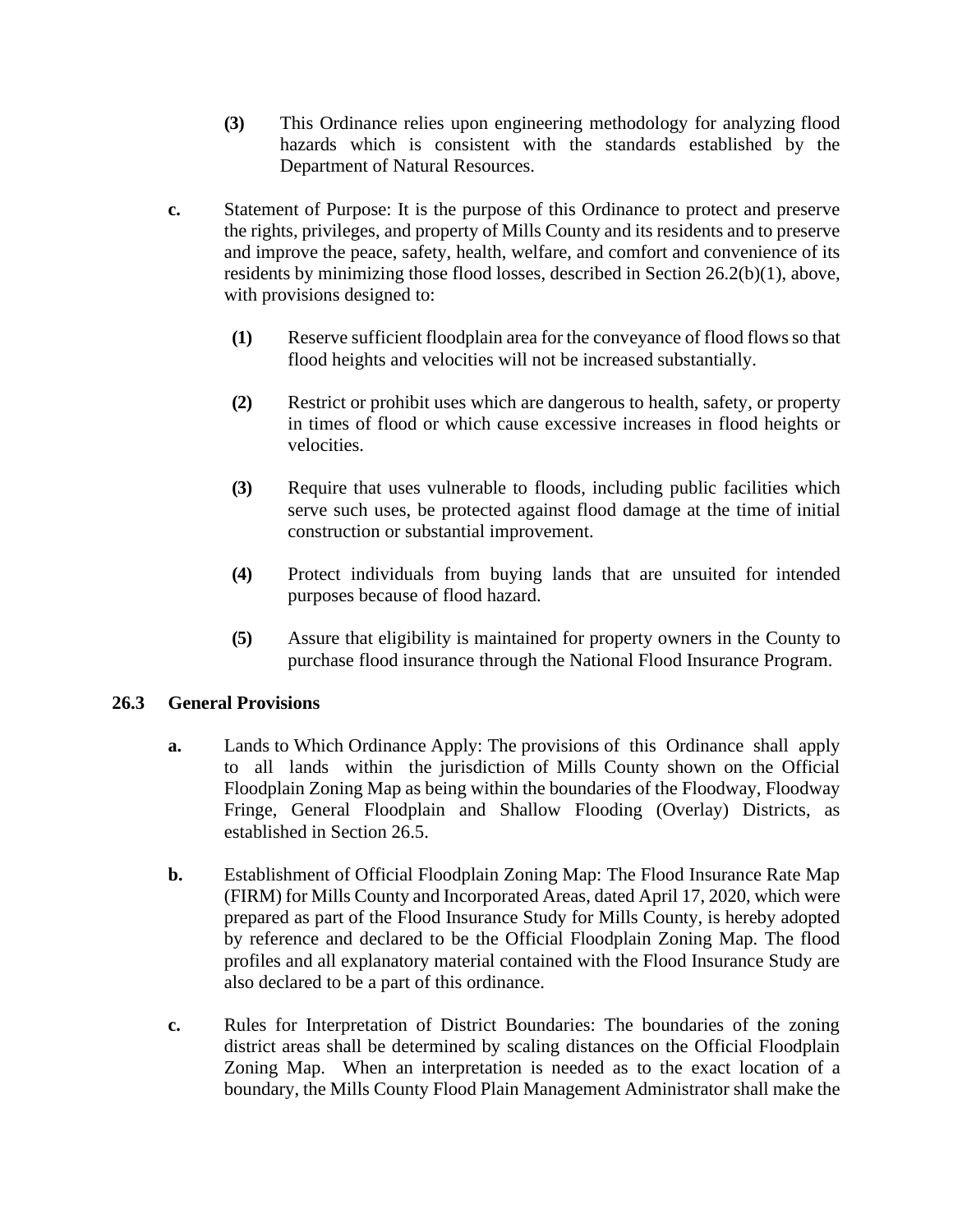**(3)** This Ordinance relies upon engineering methodology for analyzing flood hazards which is consistent with the standards established by the Department of Natural Resources.

**c.** Statement of Purpose: It is the purpose of this Ordinance to protect and preserve the rights, privileges, and property of Mills County and its residents and to preserve and improve the peace, safety, health, welfare, and comfort and convenience of its residents by minimizing those flood losses, described in Section 26.2(b)(1), above, with provisions designed to:

**(1)** Reserve sufficient floodplain area for the conveyance of flood flows so that flood heights and velocities will not be increased substantially.

**(2)** Restrict or prohibit uses which are dangerous to health, safety, or property in times of flood or which cause excessive increases in flood heights or velocities.

**(3)** Require that uses vulnerable to floods, including public facilities which serve such uses, be protected against flood damage at the time of initial construction or substantial improvement.

**(4)** Protect individuals from buying lands that are unsuited for intended purposes because of flood hazard.

**(5)** Assure that eligibility is maintained for property owners in the County to purchase flood insurance through the National Flood Insurance Program.

## 26.3 General Provisions

**a.** Lands to Which Ordinance Apply: The provisions of this Ordinance shall apply to all lands within the jurisdiction of Mills County shown on the Official Floodplain Zoning Map as being within the boundaries of the Floodway, Floodway Fringe, General Floodplain and Shallow Flooding (Overlay) Districts, as established in Section 26.5.

**b.** Establishment of Official Floodplain Zoning Map: The Flood Insurance Rate Map (FIRM) for Mills County and Incorporated Areas, dated April 17, 2020, which were prepared as part of the Flood Insurance Study for Mills County, is hereby adopted by reference and declared to be the Official Floodplain Zoning Map. The flood profiles and all explanatory material contained with the Flood Insurance Study are also declared to be a part of this ordinance.

**c.** Rules for Interpretation of District Boundaries: The boundaries of the zoning district areas shall be determined by scaling distances on the Official Floodplain Zoning Map. When an interpretation is needed as to the exact location of a boundary, the Mills County Flood Plain Management Administrator shall make the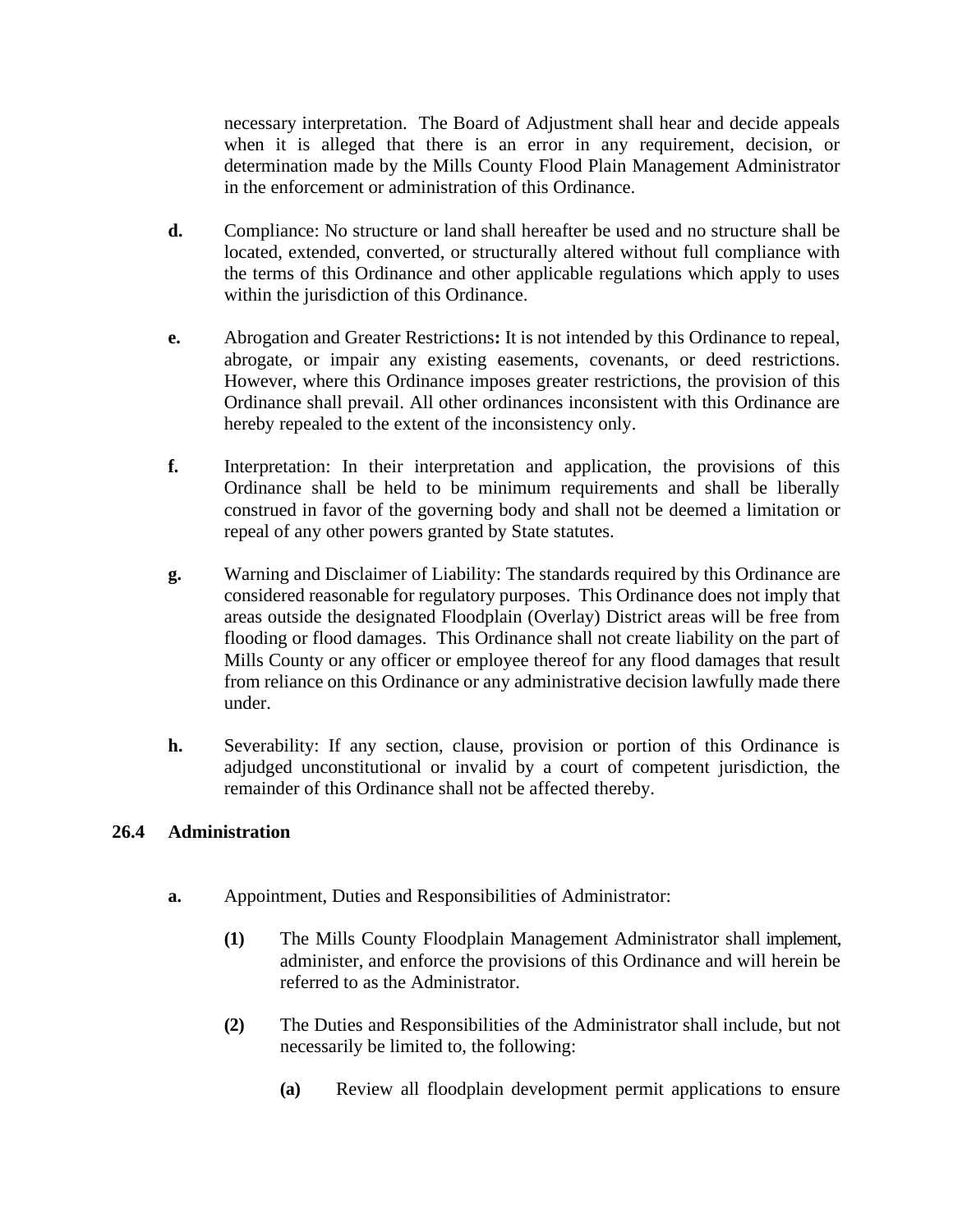necessary interpretation. The Board of Adjustment shall hear and decide appeals when it is alleged that there is an error in any requirement, decision, or determination made by the Mills County Flood Plain Management Administrator in the enforcement or administration of this Ordinance.

**d.** Compliance: No structure or land shall hereafter be used and no structure shall be located, extended, converted, or structurally altered without full compliance with the terms of this Ordinance and other applicable regulations which apply to uses within the jurisdiction of this Ordinance.

**e.** Abrogation and Greater Restrictions**:** It is not intended by this Ordinance to repeal, abrogate, or impair any existing easements, covenants, or deed restrictions. However, where this Ordinance imposes greater restrictions, the provision of this Ordinance shall prevail. All other ordinances inconsistent with this Ordinance are hereby repealed to the extent of the inconsistency only.

**f.** Interpretation: In their interpretation and application, the provisions of this Ordinance shall be held to be minimum requirements and shall be liberally construed in favor of the governing body and shall not be deemed a limitation or repeal of any other powers granted by State statutes.

**g.** Warning and Disclaimer of Liability: The standards required by this Ordinance are considered reasonable for regulatory purposes. This Ordinance does not imply that areas outside the designated Floodplain (Overlay) District areas will be free from flooding or flood damages. This Ordinance shall not create liability on the part of Mills County or any officer or employee thereof for any flood damages that result from reliance on this Ordinance or any administrative decision lawfully made there under.

**h.** Severability: If any section, clause, provision or portion of this Ordinance is adjudged unconstitutional or invalid by a court of competent jurisdiction, the remainder of this Ordinance shall not be affected thereby.

## 26.4 Administration

**a.** Appointment, Duties and Responsibilities of Administrator:

**(1)** The Mills County Floodplain Management Administrator shall implement, administer, and enforce the provisions of this Ordinance and will herein be referred to as the Administrator.

**(2)** The Duties and Responsibilities of the Administrator shall include, but not necessarily be limited to, the following:

**(a)** Review all floodplain development permit applications to ensure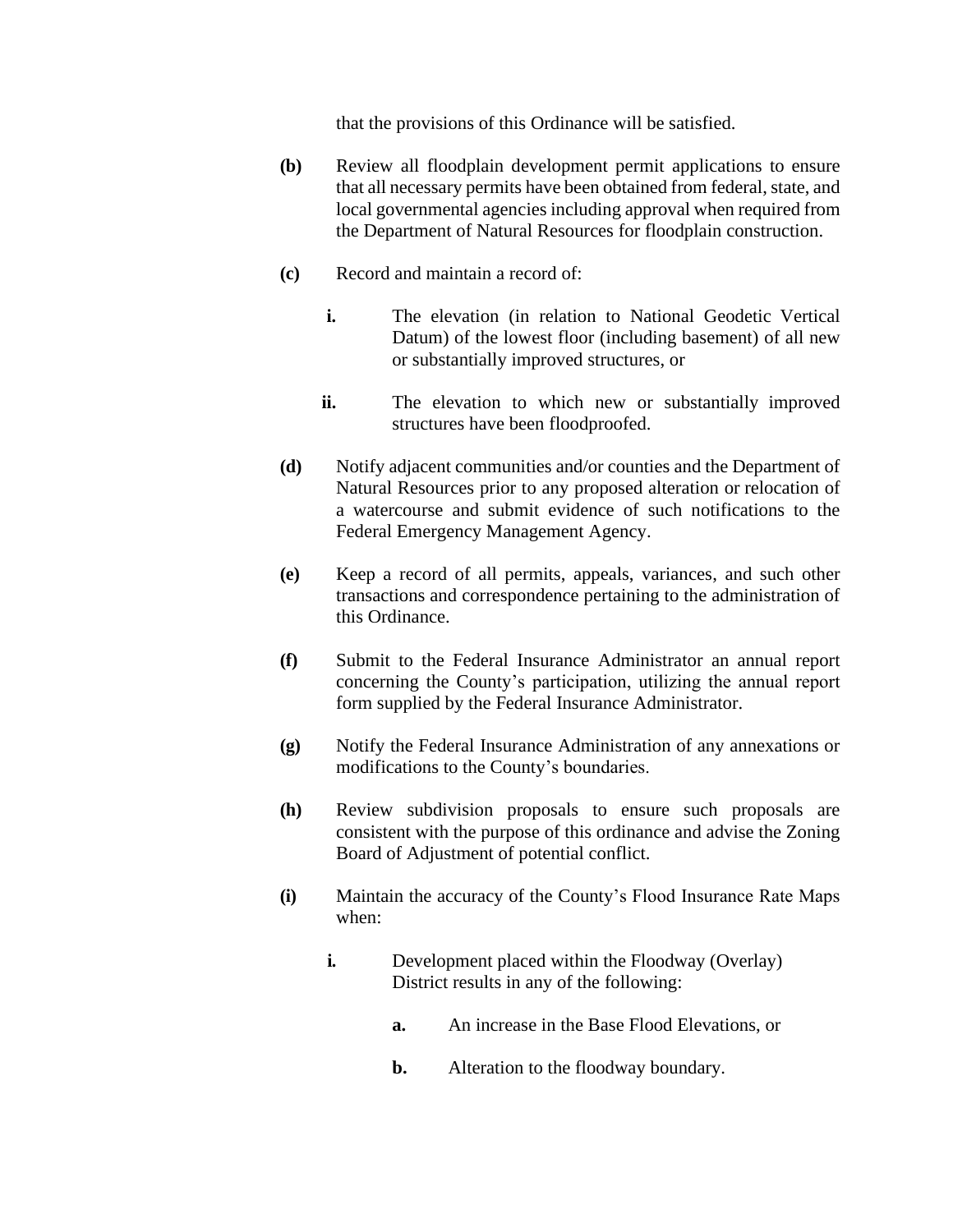that the provisions of this Ordinance will be satisfied.

**(b)** Review all floodplain development permit applications to ensure that all necessary permits have been obtained from federal, state, and local governmental agencies including approval when required from the Department of Natural Resources for floodplain construction.

**(c)** Record and maintain a record of:

**i.** The elevation (in relation to National Geodetic Vertical Datum) of the lowest floor (including basement) of all new or substantially improved structures, or

**ii.** The elevation to which new or substantially improved structures have been floodproofed.

**(d)** Notify adjacent communities and/or counties and the Department of Natural Resources prior to any proposed alteration or relocation of a watercourse and submit evidence of such notifications to the Federal Emergency Management Agency.

**(e)** Keep a record of all permits, appeals, variances, and such other transactions and correspondence pertaining to the administration of this Ordinance.

**(f)** Submit to the Federal Insurance Administrator an annual report concerning the County's participation, utilizing the annual report form supplied by the Federal Insurance Administrator.

**(g)** Notify the Federal Insurance Administration of any annexations or modifications to the County's boundaries.

**(h)** Review subdivision proposals to ensure such proposals are consistent with the purpose of this ordinance and advise the Zoning Board of Adjustment of potential conflict.

**(i)** Maintain the accuracy of the County's Flood Insurance Rate Maps when:

**i.** Development placed within the Floodway (Overlay) District results in any of the following:

**a.** An increase in the Base Flood Elevations, or

**b.** Alteration to the floodway boundary.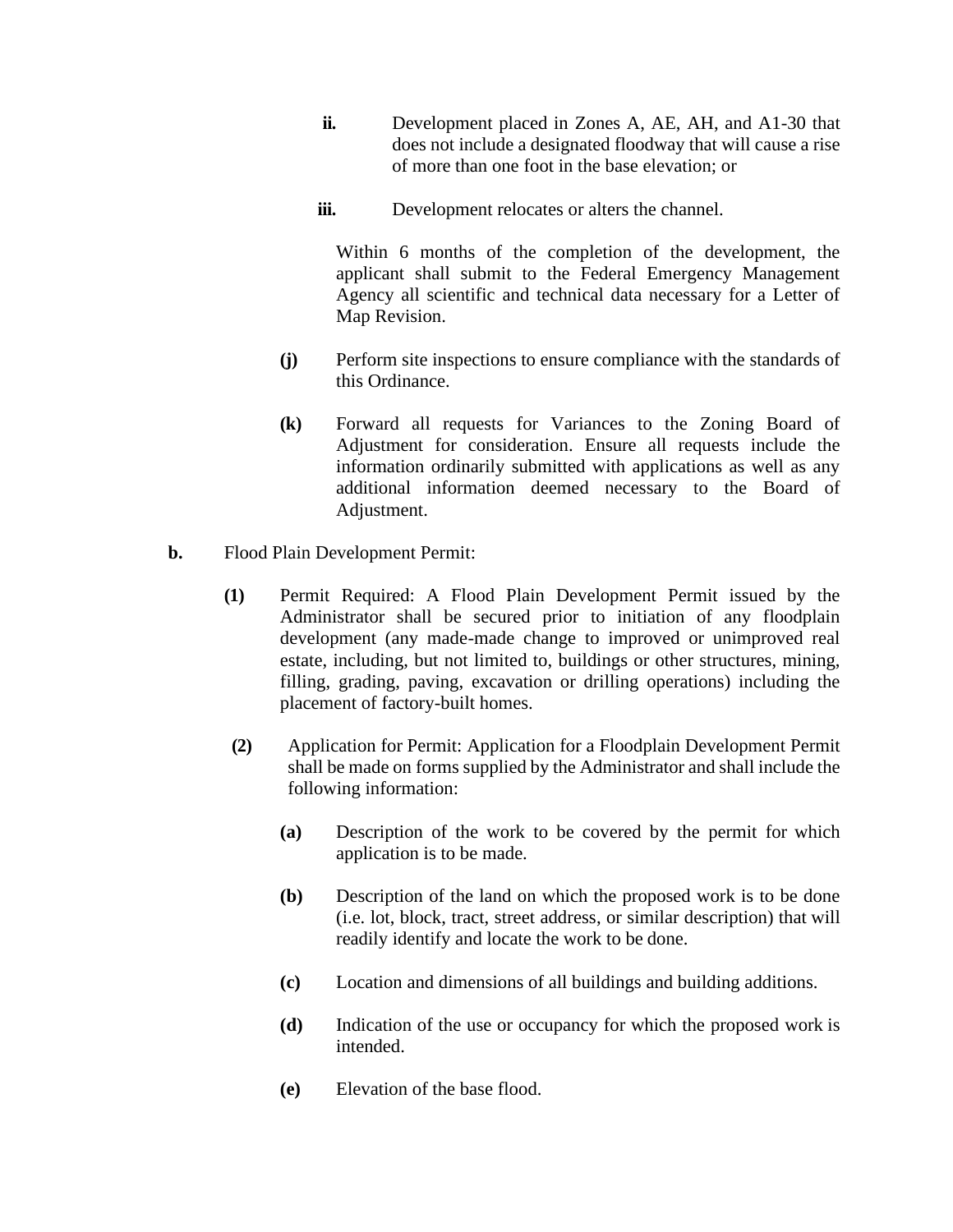**ii.** Development placed in Zones A, AE, AH, and A1-30 that does not include a designated floodway that will cause a rise of more than one foot in the base elevation; or

**iii.** Development relocates or alters the channel.

Within 6 months of the completion of the development, the applicant shall submit to the Federal Emergency Management Agency all scientific and technical data necessary for a Letter of Map Revision.

**(j)** Perform site inspections to ensure compliance with the standards of this Ordinance.

**(k)** Forward all requests for Variances to the Zoning Board of Adjustment for consideration. Ensure all requests include the information ordinarily submitted with applications as well as any additional information deemed necessary to the Board of Adjustment.

**b.** Flood Plain Development Permit:

**(1)** Permit Required: A Flood Plain Development Permit issued by the Administrator shall be secured prior to initiation of any floodplain development (any made-made change to improved or unimproved real estate, including, but not limited to, buildings or other structures, mining, filling, grading, paving, excavation or drilling operations) including the placement of factory-built homes.

**(2)** Application for Permit: Application for a Floodplain Development Permit shall be made on forms supplied by the Administrator and shall include the following information:

**(a)** Description of the work to be covered by the permit for which application is to be made.

**(b)** Description of the land on which the proposed work is to be done (i.e. lot, block, tract, street address, or similar description) that will readily identify and locate the work to be done.

**(c)** Location and dimensions of all buildings and building additions.

**(d)** Indication of the use or occupancy for which the proposed work is intended.

**(e)** Elevation of the base flood.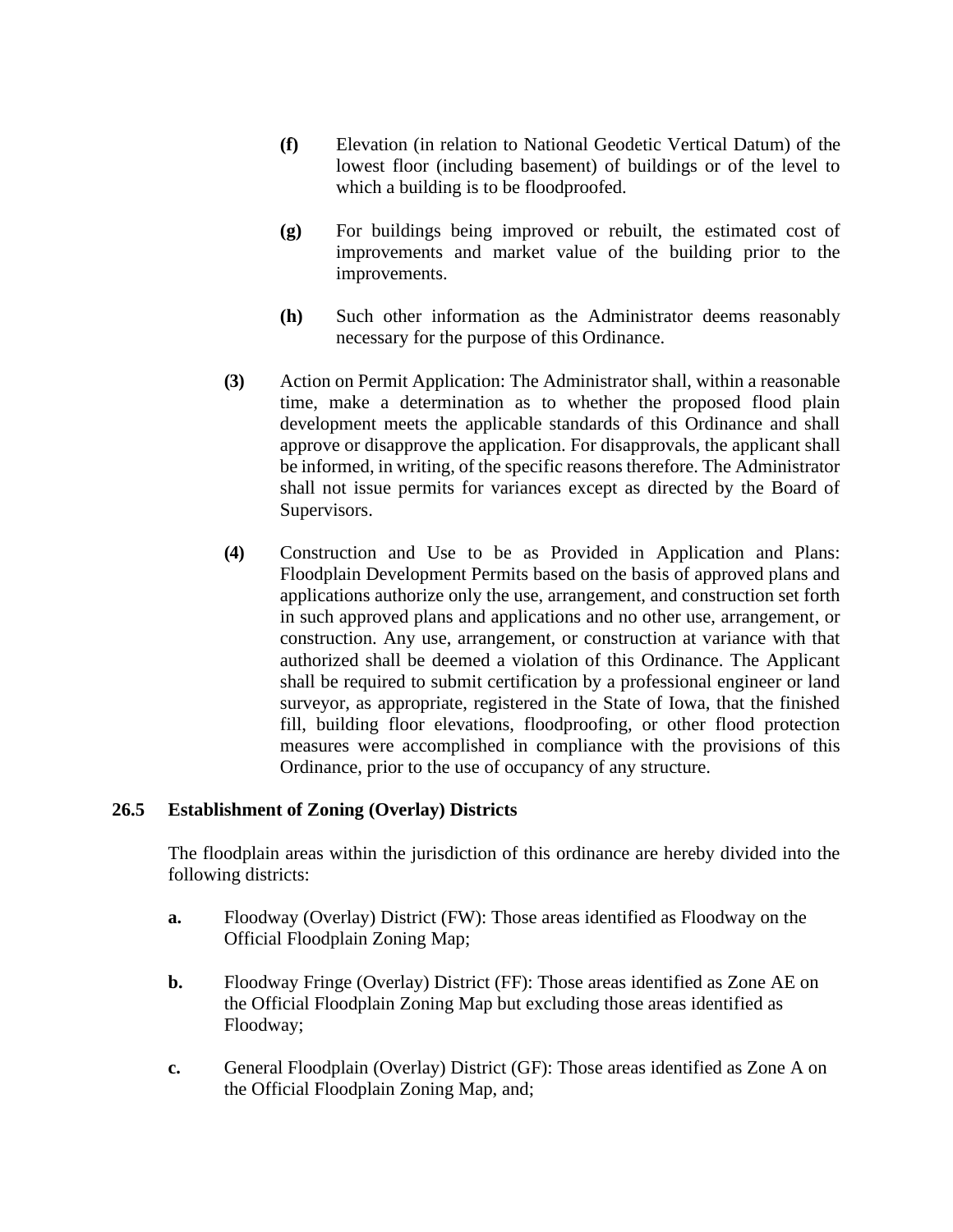**(f)** Elevation (in relation to National Geodetic Vertical Datum) of the lowest floor (including basement) of buildings or of the level to which a building is to be floodproofed.

**(g)** For buildings being improved or rebuilt, the estimated cost of improvements and market value of the building prior to the improvements.

**(h)** Such other information as the Administrator deems reasonably necessary for the purpose of this Ordinance.

**(3)** Action on Permit Application: The Administrator shall, within a reasonable time, make a determination as to whether the proposed flood plain development meets the applicable standards of this Ordinance and shall approve or disapprove the application. For disapprovals, the applicant shall be informed, in writing, of the specific reasons therefore. The Administrator shall not issue permits for variances except as directed by the Board of Supervisors.

**(4)** Construction and Use to be as Provided in Application and Plans: Floodplain Development Permits based on the basis of approved plans and applications authorize only the use, arrangement, and construction set forth in such approved plans and applications and no other use, arrangement, or construction. Any use, arrangement, or construction at variance with that authorized shall be deemed a violation of this Ordinance. The Applicant shall be required to submit certification by a professional engineer or land surveyor, as appropriate, registered in the State of Iowa, that the finished fill, building floor elevations, floodproofing, or other flood protection measures were accomplished in compliance with the provisions of this Ordinance, prior to the use of occupancy of any structure.

**26.5 Establishment of Zoning (Overlay) Districts**

The floodplain areas within the jurisdiction of this ordinance are hereby divided into the following districts:

**a.** Floodway (Overlay) District (FW): Those areas identified as Floodway on the Official Floodplain Zoning Map;

**b.** Floodway Fringe (Overlay) District (FF): Those areas identified as Zone AE on the Official Floodplain Zoning Map but excluding those areas identified as Floodway;

**c.** General Floodplain (Overlay) District (GF): Those areas identified as Zone A on the Official Floodplain Zoning Map, and;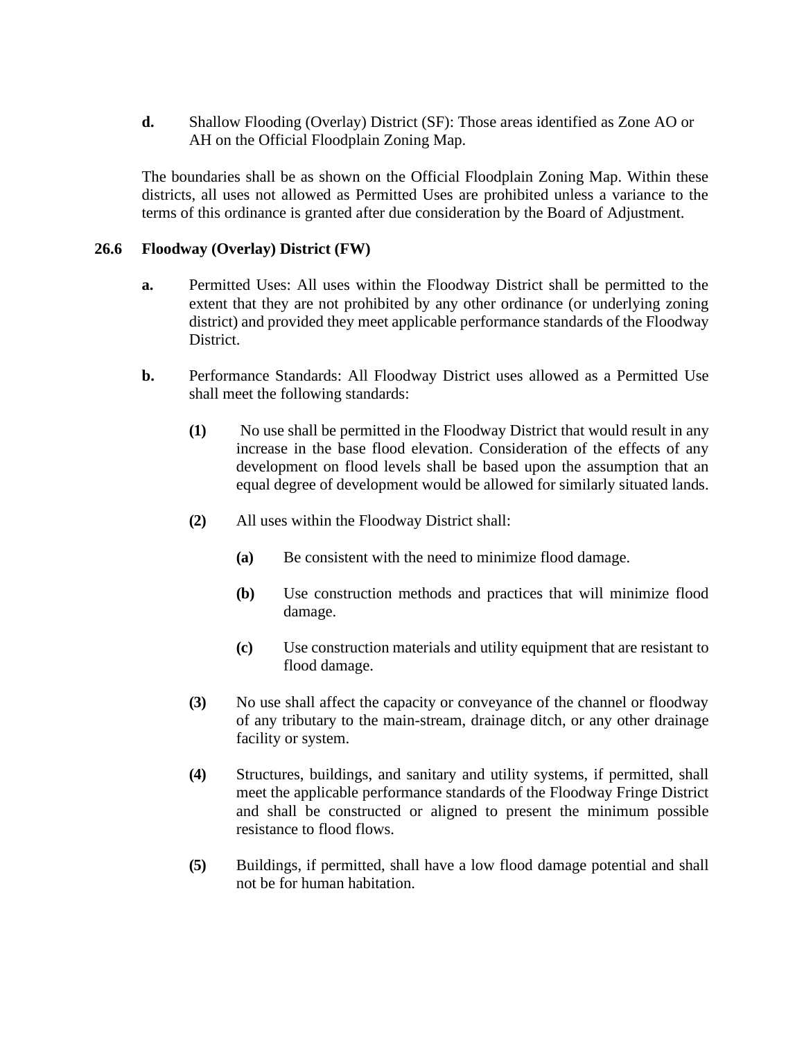**d.** Shallow Flooding (Overlay) District (SF): Those areas identified as Zone AO or AH on the Official Floodplain Zoning Map.

The boundaries shall be as shown on the Official Floodplain Zoning Map. Within these districts, all uses not allowed as Permitted Uses are prohibited unless a variance to the terms of this ordinance is granted after due consideration by the Board of Adjustment.

## 26.6 Floodway (Overlay) District (FW)

**a.** Permitted Uses: All uses within the Floodway District shall be permitted to the extent that they are not prohibited by any other ordinance (or underlying zoning district) and provided they meet applicable performance standards of the Floodway District.

**b.** Performance Standards: All Floodway District uses allowed as a Permitted Use shall meet the following standards:

**(1)** No use shall be permitted in the Floodway District that would result in any increase in the base flood elevation. Consideration of the effects of any development on flood levels shall be based upon the assumption that an equal degree of development would be allowed for similarly situated lands.

**(2)** All uses within the Floodway District shall:

**(a)** Be consistent with the need to minimize flood damage.

**(b)** Use construction methods and practices that will minimize flood damage.

**(c)** Use construction materials and utility equipment that are resistant to flood damage.

**(3)** No use shall affect the capacity or conveyance of the channel or floodway of any tributary to the main-stream, drainage ditch, or any other drainage facility or system.

**(4)** Structures, buildings, and sanitary and utility systems, if permitted, shall meet the applicable performance standards of the Floodway Fringe District and shall be constructed or aligned to present the minimum possible resistance to flood flows.

**(5)** Buildings, if permitted, shall have a low flood damage potential and shall not be for human habitation.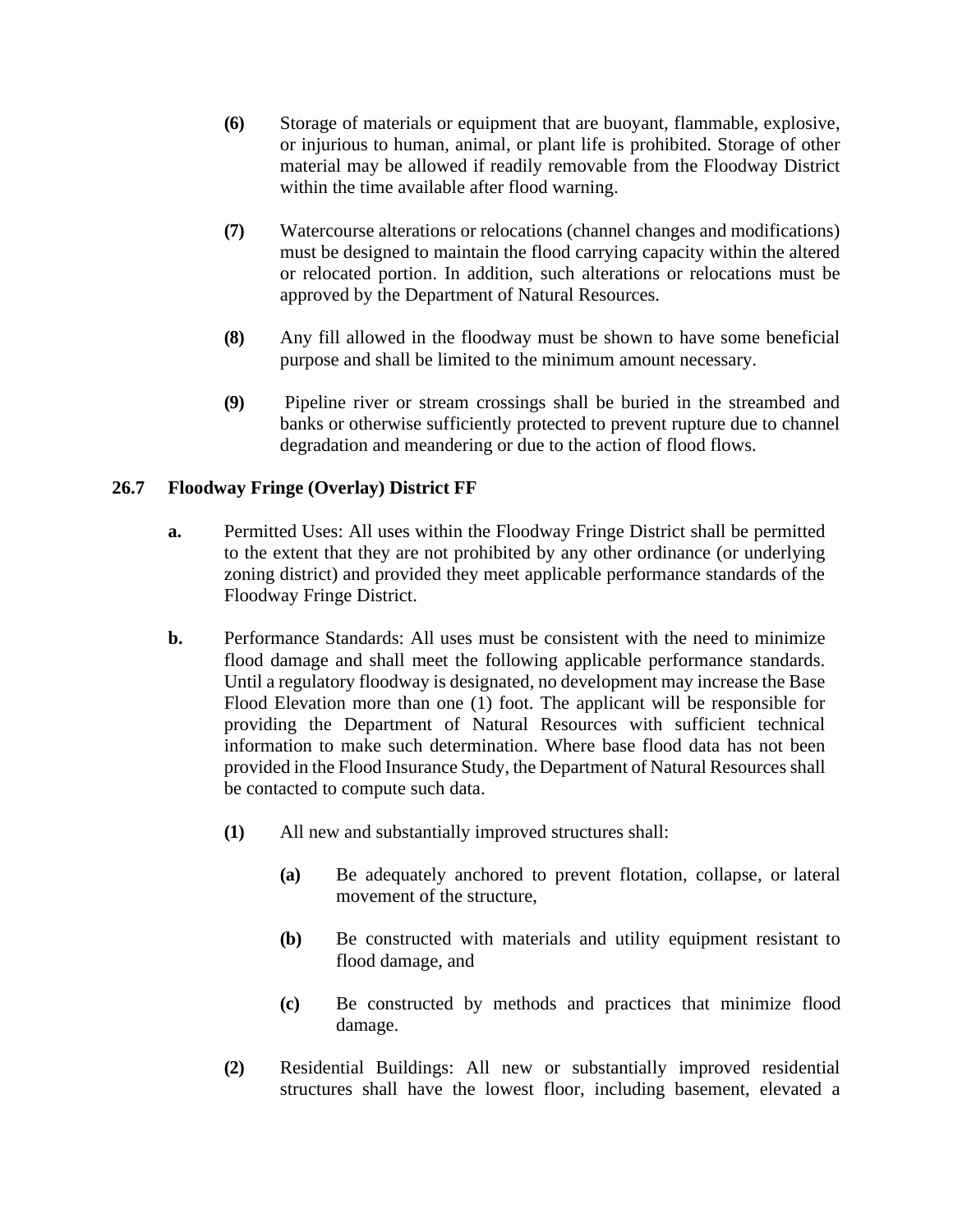**(6)** Storage of materials or equipment that are buoyant, flammable, explosive, or injurious to human, animal, or plant life is prohibited. Storage of other material may be allowed if readily removable from the Floodway District within the time available after flood warning.

**(7)** Watercourse alterations or relocations (channel changes and modifications) must be designed to maintain the flood carrying capacity within the altered or relocated portion. In addition, such alterations or relocations must be approved by the Department of Natural Resources.

**(8)** Any fill allowed in the floodway must be shown to have some beneficial purpose and shall be limited to the minimum amount necessary.

**(9)** Pipeline river or stream crossings shall be buried in the streambed and banks or otherwise sufficiently protected to prevent rupture due to channel degradation and meandering or due to the action of flood flows.

## 26.7 Floodway Fringe (Overlay) District FF

**a.** Permitted Uses: All uses within the Floodway Fringe District shall be permitted to the extent that they are not prohibited by any other ordinance (or underlying zoning district) and provided they meet applicable performance standards of the Floodway Fringe District.

**b.** Performance Standards: All uses must be consistent with the need to minimize flood damage and shall meet the following applicable performance standards. Until a regulatory floodway is designated, no development may increase the Base Flood Elevation more than one (1) foot. The applicant will be responsible for providing the Department of Natural Resources with sufficient technical information to make such determination. Where base flood data has not been provided in the Flood Insurance Study, the Department of Natural Resources shall be contacted to compute such data.

**(1)** All new and substantially improved structures shall:

**(a)** Be adequately anchored to prevent flotation, collapse, or lateral movement of the structure,

**(b)** Be constructed with materials and utility equipment resistant to flood damage, and

**(c)** Be constructed by methods and practices that minimize flood damage.

**(2)** Residential Buildings: All new or substantially improved residential structures shall have the lowest floor, including basement, elevated a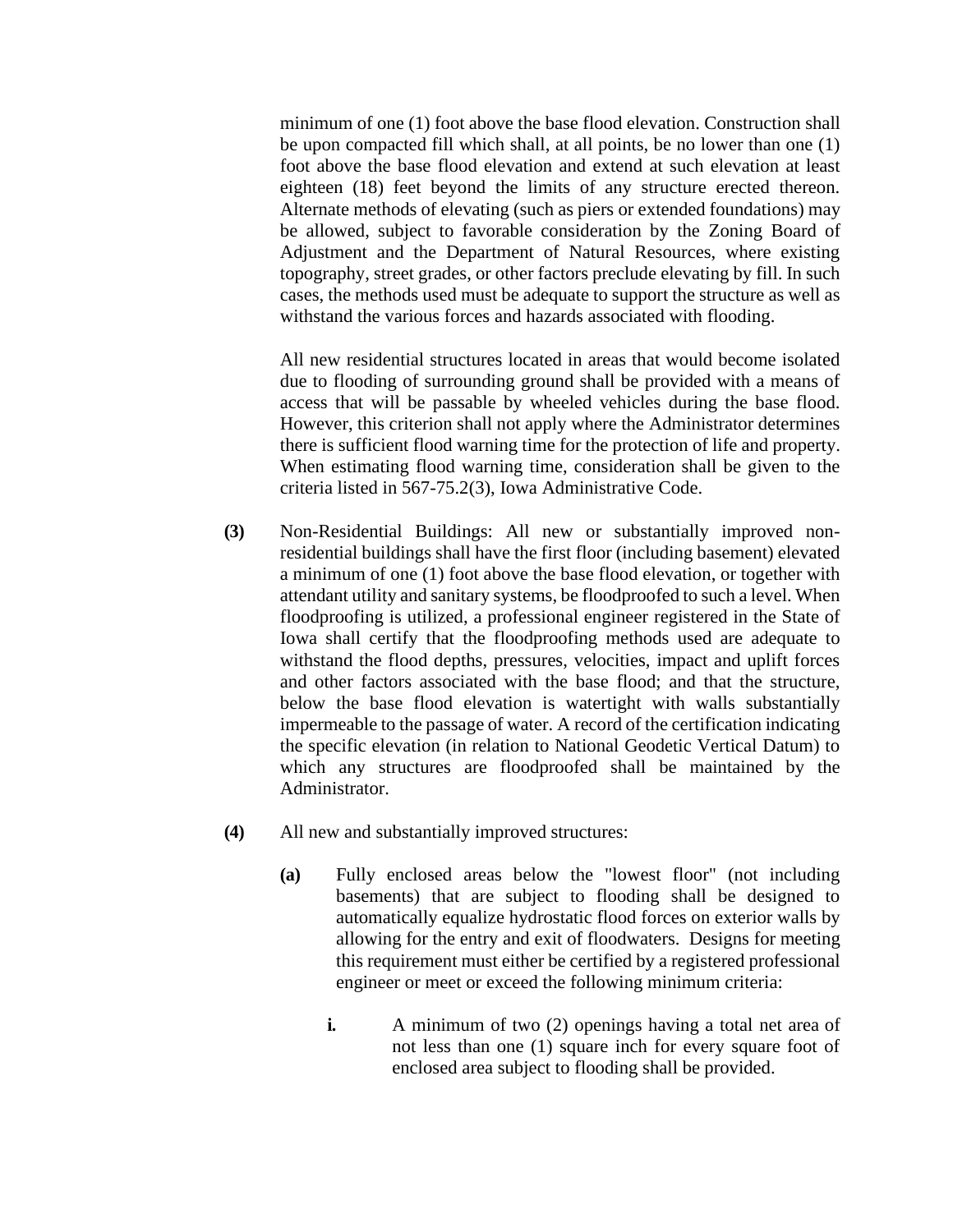minimum of one (1) foot above the base flood elevation. Construction shall be upon compacted fill which shall, at all points, be no lower than one (1) foot above the base flood elevation and extend at such elevation at least eighteen (18) feet beyond the limits of any structure erected thereon. Alternate methods of elevating (such as piers or extended foundations) may be allowed, subject to favorable consideration by the Zoning Board of Adjustment and the Department of Natural Resources, where existing topography, street grades, or other factors preclude elevating by fill. In such cases, the methods used must be adequate to support the structure as well as withstand the various forces and hazards associated with flooding.

All new residential structures located in areas that would become isolated due to flooding of surrounding ground shall be provided with a means of access that will be passable by wheeled vehicles during the base flood. However, this criterion shall not apply where the Administrator determines there is sufficient flood warning time for the protection of life and property. When estimating flood warning time, consideration shall be given to the criteria listed in 567-75.2(3), Iowa Administrative Code.

**(3)** Non-Residential Buildings: All new or substantially improved non-residential buildings shall have the first floor (including basement) elevated a minimum of one (1) foot above the base flood elevation, or together with attendant utility and sanitary systems, be floodproofed to such a level. When floodproofing is utilized, a professional engineer registered in the State of Iowa shall certify that the floodproofing methods used are adequate to withstand the flood depths, pressures, velocities, impact and uplift forces and other factors associated with the base flood; and that the structure, below the base flood elevation is watertight with walls substantially impermeable to the passage of water. A record of the certification indicating the specific elevation (in relation to National Geodetic Vertical Datum) to which any structures are floodproofed shall be maintained by the Administrator.

**(4)** All new and substantially improved structures:

**(a)** Fully enclosed areas below the "lowest floor" (not including basements) that are subject to flooding shall be designed to automatically equalize hydrostatic flood forces on exterior walls by allowing for the entry and exit of floodwaters. Designs for meeting this requirement must either be certified by a registered professional engineer or meet or exceed the following minimum criteria:

**i.** A minimum of two (2) openings having a total net area of not less than one (1) square inch for every square foot of enclosed area subject to flooding shall be provided.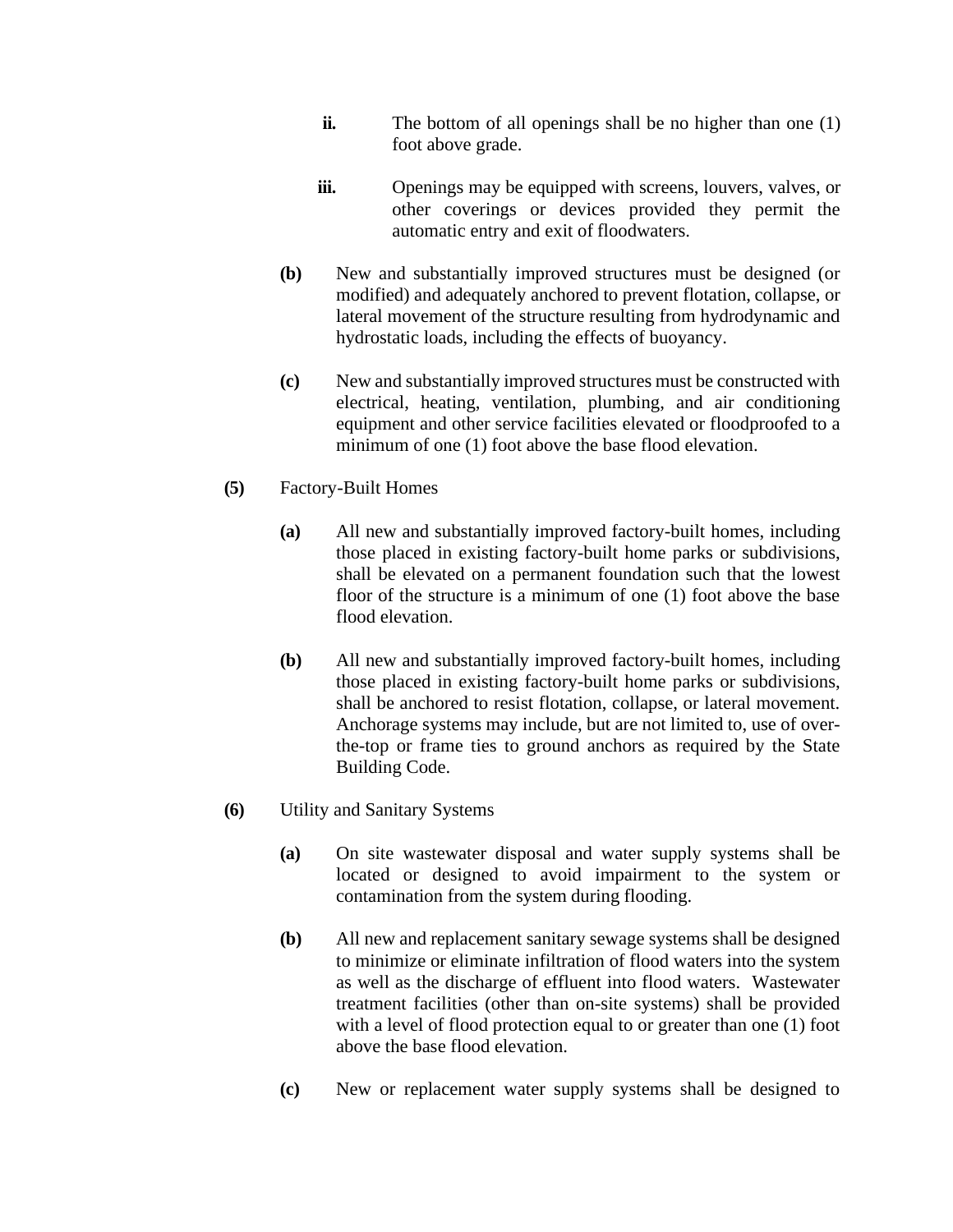**ii.** The bottom of all openings shall be no higher than one (1) foot above grade.

**iii.** Openings may be equipped with screens, louvers, valves, or other coverings or devices provided they permit the automatic entry and exit of floodwaters.

**(b)** New and substantially improved structures must be designed (or modified) and adequately anchored to prevent flotation, collapse, or lateral movement of the structure resulting from hydrodynamic and hydrostatic loads, including the effects of buoyancy.

**(c)** New and substantially improved structures must be constructed with electrical, heating, ventilation, plumbing, and air conditioning equipment and other service facilities elevated or floodproofed to a minimum of one (1) foot above the base flood elevation.

**(5)** Factory-Built Homes

**(a)** All new and substantially improved factory-built homes, including those placed in existing factory-built home parks or subdivisions, shall be elevated on a permanent foundation such that the lowest floor of the structure is a minimum of one (1) foot above the base flood elevation.

**(b)** All new and substantially improved factory-built homes, including those placed in existing factory-built home parks or subdivisions, shall be anchored to resist flotation, collapse, or lateral movement. Anchorage systems may include, but are not limited to, use of over-the-top or frame ties to ground anchors as required by the State Building Code.

**(6)** Utility and Sanitary Systems

**(a)** On site wastewater disposal and water supply systems shall be located or designed to avoid impairment to the system or contamination from the system during flooding.

**(b)** All new and replacement sanitary sewage systems shall be designed to minimize or eliminate infiltration of flood waters into the system as well as the discharge of effluent into flood waters. Wastewater treatment facilities (other than on-site systems) shall be provided with a level of flood protection equal to or greater than one (1) foot above the base flood elevation.

**(c)** New or replacement water supply systems shall be designed to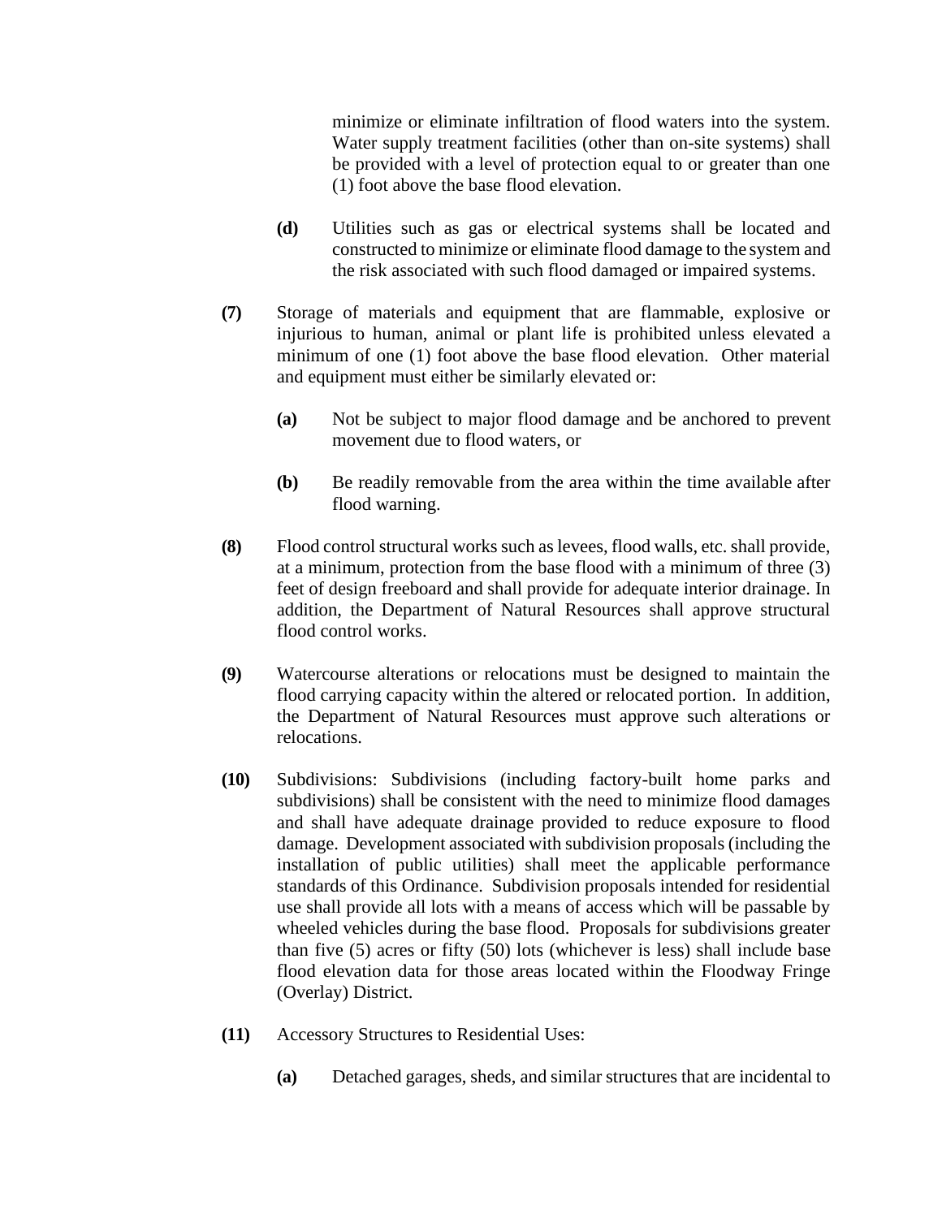minimize or eliminate infiltration of flood waters into the system. Water supply treatment facilities (other than on-site systems) shall be provided with a level of protection equal to or greater than one (1) foot above the base flood elevation.

**(d)** Utilities such as gas or electrical systems shall be located and constructed to minimize or eliminate flood damage to the system and the risk associated with such flood damaged or impaired systems.

**(7)** Storage of materials and equipment that are flammable, explosive or injurious to human, animal or plant life is prohibited unless elevated a minimum of one (1) foot above the base flood elevation. Other material and equipment must either be similarly elevated or:

**(a)** Not be subject to major flood damage and be anchored to prevent movement due to flood waters, or

**(b)** Be readily removable from the area within the time available after flood warning.

**(8)** Flood control structural works such as levees, flood walls, etc. shall provide, at a minimum, protection from the base flood with a minimum of three (3) feet of design freeboard and shall provide for adequate interior drainage. In addition, the Department of Natural Resources shall approve structural flood control works.

**(9)** Watercourse alterations or relocations must be designed to maintain the flood carrying capacity within the altered or relocated portion. In addition, the Department of Natural Resources must approve such alterations or relocations.

**(10)** Subdivisions: Subdivisions (including factory-built home parks and subdivisions) shall be consistent with the need to minimize flood damages and shall have adequate drainage provided to reduce exposure to flood damage. Development associated with subdivision proposals (including the installation of public utilities) shall meet the applicable performance standards of this Ordinance. Subdivision proposals intended for residential use shall provide all lots with a means of access which will be passable by wheeled vehicles during the base flood. Proposals for subdivisions greater than five (5) acres or fifty (50) lots (whichever is less) shall include base flood elevation data for those areas located within the Floodway Fringe (Overlay) District.

**(11)** Accessory Structures to Residential Uses:

**(a)** Detached garages, sheds, and similar structures that are incidental to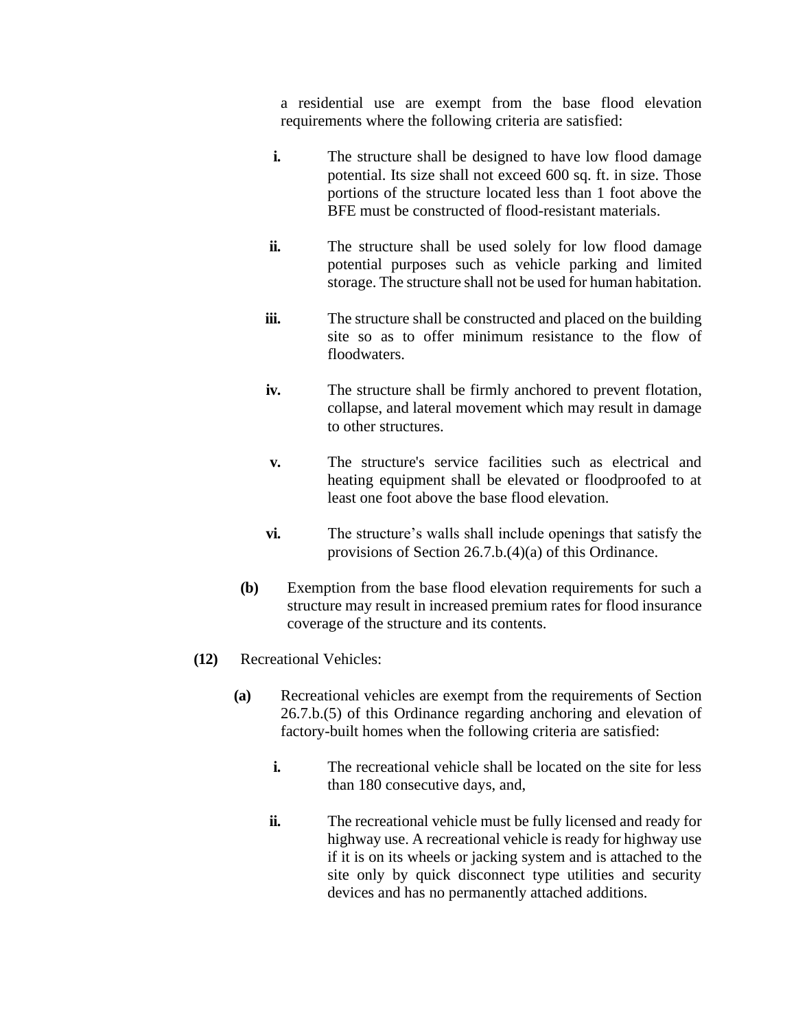a residential use are exempt from the base flood elevation requirements where the following criteria are satisfied:

- **i.** The structure shall be designed to have low flood damage potential. Its size shall not exceed 600 sq. ft. in size. Those portions of the structure located less than 1 foot above the BFE must be constructed of flood-resistant materials.

- **ii.** The structure shall be used solely for low flood damage potential purposes such as vehicle parking and limited storage. The structure shall not be used for human habitation.

- **iii.** The structure shall be constructed and placed on the building site so as to offer minimum resistance to the flow of floodwaters.

- **iv.** The structure shall be firmly anchored to prevent flotation, collapse, and lateral movement which may result in damage to other structures.

- **v.** The structure's service facilities such as electrical and heating equipment shall be elevated or floodproofed to at least one foot above the base flood elevation.

- **vi.** The structure's walls shall include openings that satisfy the provisions of Section 26.7.b.(4)(a) of this Ordinance.

**(b)** Exemption from the base flood elevation requirements for such a structure may result in increased premium rates for flood insurance coverage of the structure and its contents.

**(12)** Recreational Vehicles:

**(a)** Recreational vehicles are exempt from the requirements of Section 26.7.b.(5) of this Ordinance regarding anchoring and elevation of factory-built homes when the following criteria are satisfied:

- **i.** The recreational vehicle shall be located on the site for less than 180 consecutive days, and,

- **ii.** The recreational vehicle must be fully licensed and ready for highway use. A recreational vehicle is ready for highway use if it is on its wheels or jacking system and is attached to the site only by quick disconnect type utilities and security devices and has no permanently attached additions.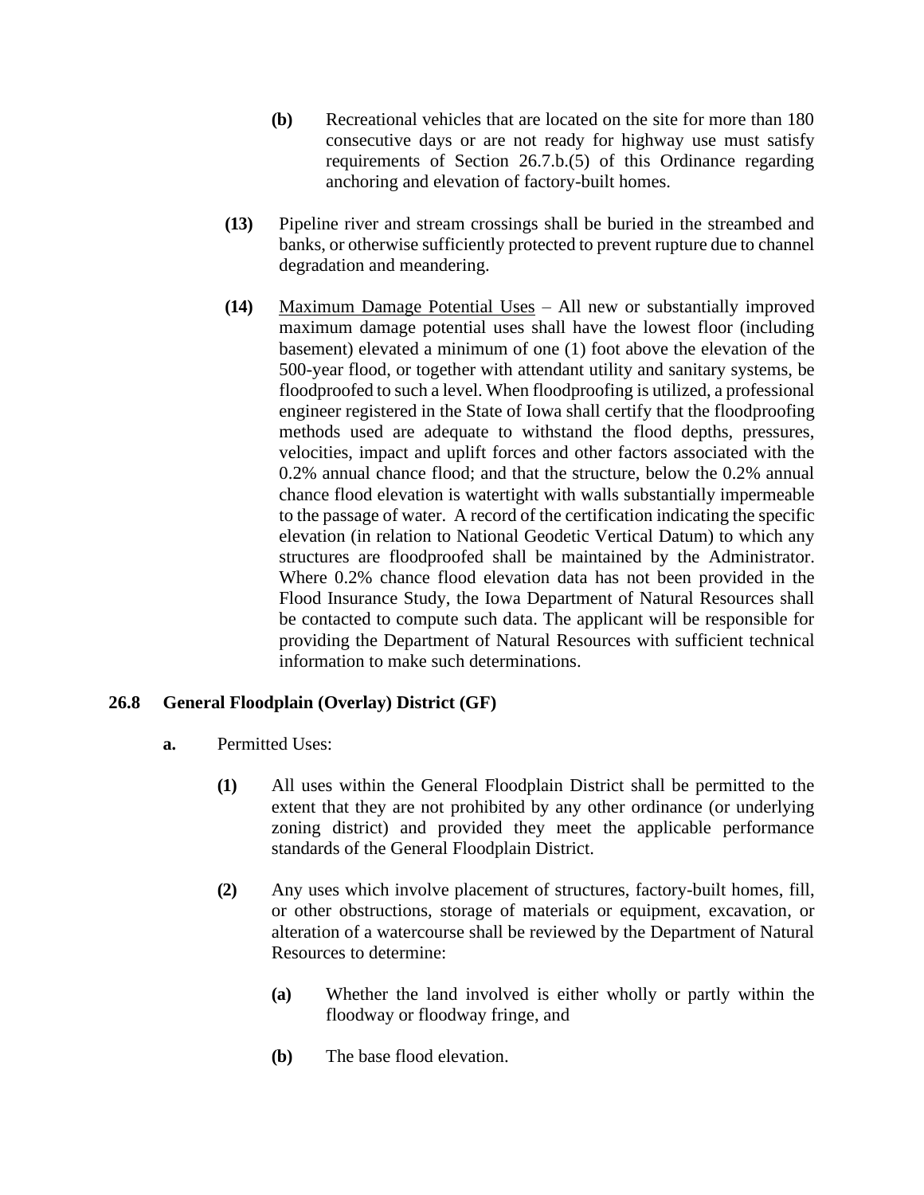- **(b)** Recreational vehicles that are located on the site for more than 180 consecutive days or are not ready for highway use must satisfy requirements of Section 26.7.b.(5) of this Ordinance regarding anchoring and elevation of factory-built homes.

**(13)** Pipeline river and stream crossings shall be buried in the streambed and banks, or otherwise sufficiently protected to prevent rupture due to channel degradation and meandering.

**(14)** Maximum Damage Potential Uses – All new or substantially improved maximum damage potential uses shall have the lowest floor (including basement) elevated a minimum of one (1) foot above the elevation of the 500-year flood, or together with attendant utility and sanitary systems, be floodproofed to such a level. When floodproofing is utilized, a professional engineer registered in the State of Iowa shall certify that the floodproofing methods used are adequate to withstand the flood depths, pressures, velocities, impact and uplift forces and other factors associated with the 0.2% annual chance flood; and that the structure, below the 0.2% annual chance flood elevation is watertight with walls substantially impermeable to the passage of water. A record of the certification indicating the specific elevation (in relation to National Geodetic Vertical Datum) to which any structures are floodproofed shall be maintained by the Administrator. Where 0.2% chance flood elevation data has not been provided in the Flood Insurance Study, the Iowa Department of Natural Resources shall be contacted to compute such data. The applicant will be responsible for providing the Department of Natural Resources with sufficient technical information to make such determinations.

## 26.8 General Floodplain (Overlay) District (GF)

**a.** Permitted Uses:

**(1)** All uses within the General Floodplain District shall be permitted to the extent that they are not prohibited by any other ordinance (or underlying zoning district) and provided they meet the applicable performance standards of the General Floodplain District.

**(2)** Any uses which involve placement of structures, factory-built homes, fill, or other obstructions, storage of materials or equipment, excavation, or alteration of a watercourse shall be reviewed by the Department of Natural Resources to determine:

- **(a)** Whether the land involved is either wholly or partly within the floodway or floodway fringe, and
- **(b)** The base flood elevation.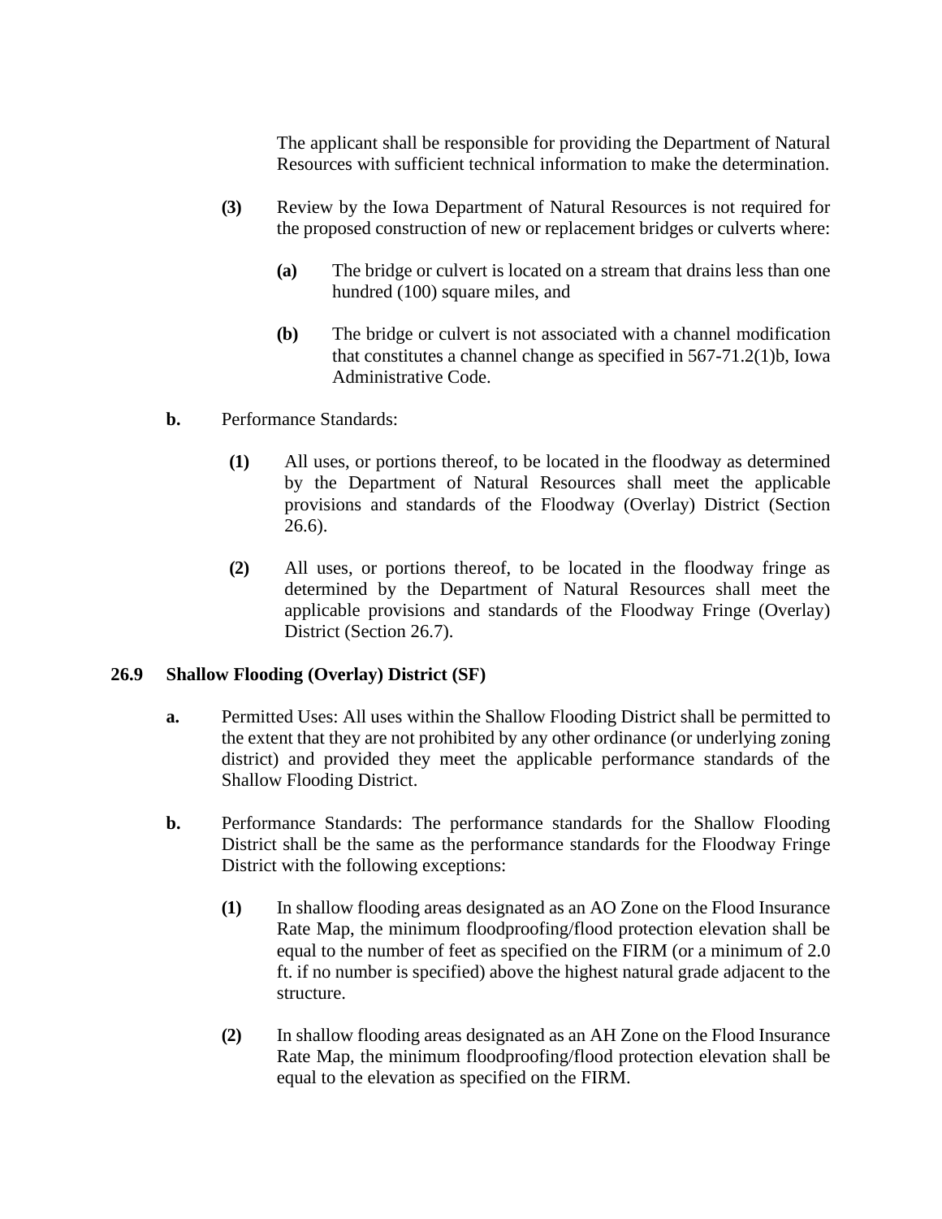The applicant shall be responsible for providing the Department of Natural Resources with sufficient technical information to make the determination.

**(3)** Review by the Iowa Department of Natural Resources is not required for the proposed construction of new or replacement bridges or culverts where:

**(a)** The bridge or culvert is located on a stream that drains less than one hundred (100) square miles, and

**(b)** The bridge or culvert is not associated with a channel modification that constitutes a channel change as specified in 567-71.2(1)b, Iowa Administrative Code.

**b.** Performance Standards:

**(1)** All uses, or portions thereof, to be located in the floodway as determined by the Department of Natural Resources shall meet the applicable provisions and standards of the Floodway (Overlay) District (Section 26.6).

**(2)** All uses, or portions thereof, to be located in the floodway fringe as determined by the Department of Natural Resources shall meet the applicable provisions and standards of the Floodway Fringe (Overlay) District (Section 26.7).

## 26.9 Shallow Flooding (Overlay) District (SF)

**a.** Permitted Uses: All uses within the Shallow Flooding District shall be permitted to the extent that they are not prohibited by any other ordinance (or underlying zoning district) and provided they meet the applicable performance standards of the Shallow Flooding District.

**b.** Performance Standards: The performance standards for the Shallow Flooding District shall be the same as the performance standards for the Floodway Fringe District with the following exceptions:

**(1)** In shallow flooding areas designated as an AO Zone on the Flood Insurance Rate Map, the minimum floodproofing/flood protection elevation shall be equal to the number of feet as specified on the FIRM (or a minimum of 2.0 ft. if no number is specified) above the highest natural grade adjacent to the structure.

**(2)** In shallow flooding areas designated as an AH Zone on the Flood Insurance Rate Map, the minimum floodproofing/flood protection elevation shall be equal to the elevation as specified on the FIRM.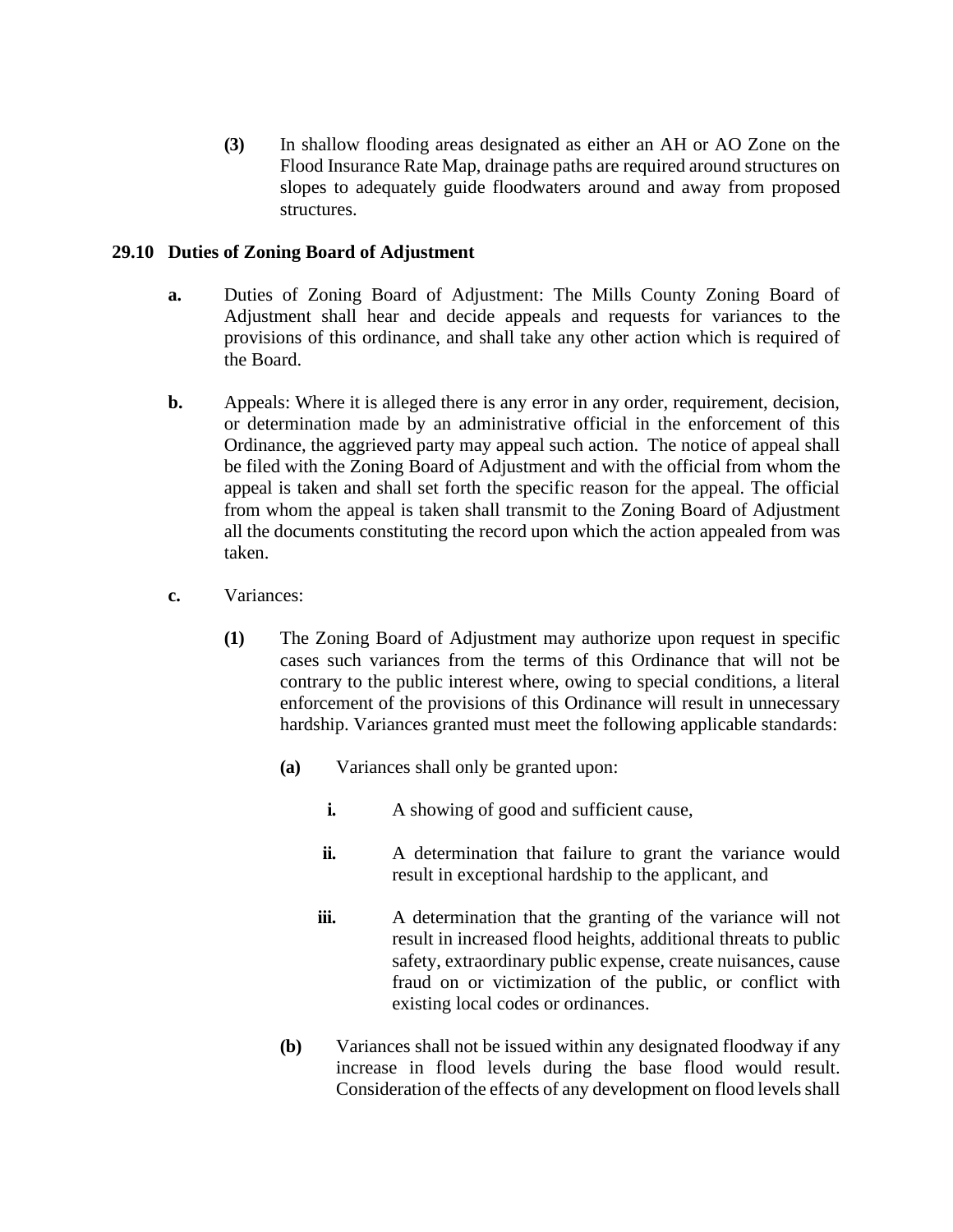**(3)** In shallow flooding areas designated as either an AH or AO Zone on the Flood Insurance Rate Map, drainage paths are required around structures on slopes to adequately guide floodwaters around and away from proposed structures.

## 29.10 Duties of Zoning Board of Adjustment

**a.** Duties of Zoning Board of Adjustment: The Mills County Zoning Board of Adjustment shall hear and decide appeals and requests for variances to the provisions of this ordinance, and shall take any other action which is required of the Board.

**b.** Appeals: Where it is alleged there is any error in any order, requirement, decision, or determination made by an administrative official in the enforcement of this Ordinance, the aggrieved party may appeal such action. The notice of appeal shall be filed with the Zoning Board of Adjustment and with the official from whom the appeal is taken and shall set forth the specific reason for the appeal. The official from whom the appeal is taken shall transmit to the Zoning Board of Adjustment all the documents constituting the record upon which the action appealed from was taken.

**c.** Variances:

**(1)** The Zoning Board of Adjustment may authorize upon request in specific cases such variances from the terms of this Ordinance that will not be contrary to the public interest where, owing to special conditions, a literal enforcement of the provisions of this Ordinance will result in unnecessary hardship. Variances granted must meet the following applicable standards:

**(a)** Variances shall only be granted upon:

**i.** A showing of good and sufficient cause,

**ii.** A determination that failure to grant the variance would result in exceptional hardship to the applicant, and

**iii.** A determination that the granting of the variance will not result in increased flood heights, additional threats to public safety, extraordinary public expense, create nuisances, cause fraud on or victimization of the public, or conflict with existing local codes or ordinances.

**(b)** Variances shall not be issued within any designated floodway if any increase in flood levels during the base flood would result. Consideration of the effects of any development on flood levels shall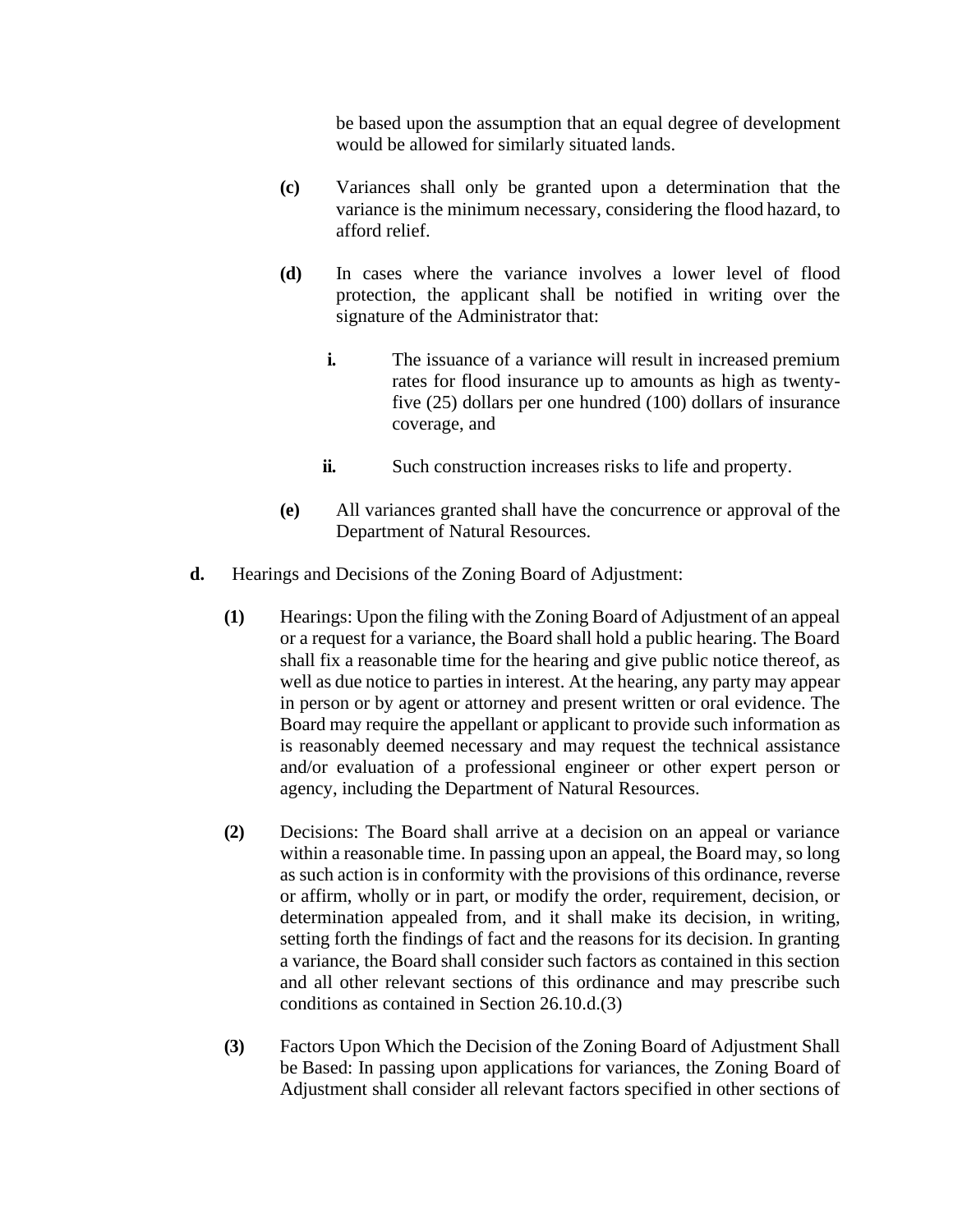be based upon the assumption that an equal degree of development would be allowed for similarly situated lands.

**(c)** Variances shall only be granted upon a determination that the variance is the minimum necessary, considering the flood hazard, to afford relief.

**(d)** In cases where the variance involves a lower level of flood protection, the applicant shall be notified in writing over the signature of the Administrator that:

**i.** The issuance of a variance will result in increased premium rates for flood insurance up to amounts as high as twenty-five (25) dollars per one hundred (100) dollars of insurance coverage, and

**ii.** Such construction increases risks to life and property.

**(e)** All variances granted shall have the concurrence or approval of the Department of Natural Resources.

**d.** Hearings and Decisions of the Zoning Board of Adjustment:

**(1)** Hearings: Upon the filing with the Zoning Board of Adjustment of an appeal or a request for a variance, the Board shall hold a public hearing. The Board shall fix a reasonable time for the hearing and give public notice thereof, as well as due notice to parties in interest. At the hearing, any party may appear in person or by agent or attorney and present written or oral evidence. The Board may require the appellant or applicant to provide such information as is reasonably deemed necessary and may request the technical assistance and/or evaluation of a professional engineer or other expert person or agency, including the Department of Natural Resources.

**(2)** Decisions: The Board shall arrive at a decision on an appeal or variance within a reasonable time. In passing upon an appeal, the Board may, so long as such action is in conformity with the provisions of this ordinance, reverse or affirm, wholly or in part, or modify the order, requirement, decision, or determination appealed from, and it shall make its decision, in writing, setting forth the findings of fact and the reasons for its decision. In granting a variance, the Board shall consider such factors as contained in this section and all other relevant sections of this ordinance and may prescribe such conditions as contained in Section 26.10.d.(3)

**(3)** Factors Upon Which the Decision of the Zoning Board of Adjustment Shall be Based: In passing upon applications for variances, the Zoning Board of Adjustment shall consider all relevant factors specified in other sections of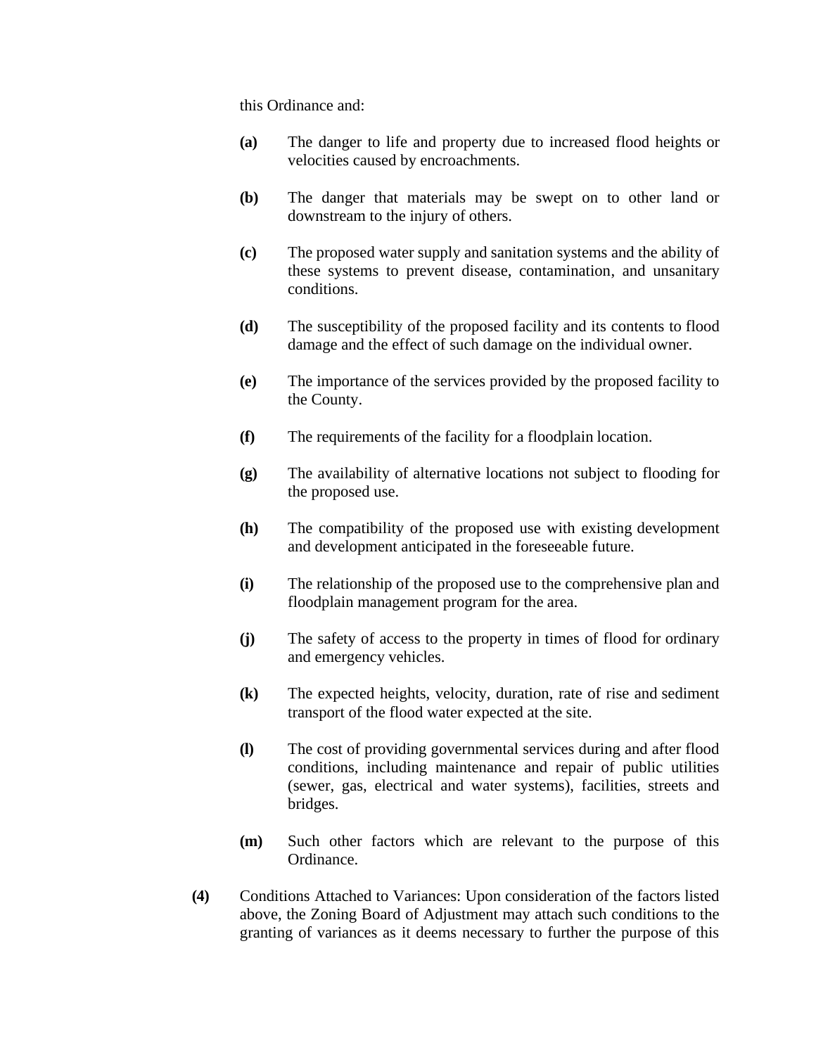this Ordinance and:

- **(a)** The danger to life and property due to increased flood heights or velocities caused by encroachments.

- **(b)** The danger that materials may be swept on to other land or downstream to the injury of others.

- **(c)** The proposed water supply and sanitation systems and the ability of these systems to prevent disease, contamination, and unsanitary conditions.

- **(d)** The susceptibility of the proposed facility and its contents to flood damage and the effect of such damage on the individual owner.

- **(e)** The importance of the services provided by the proposed facility to the County.

- **(f)** The requirements of the facility for a floodplain location.

- **(g)** The availability of alternative locations not subject to flooding for the proposed use.

- **(h)** The compatibility of the proposed use with existing development and development anticipated in the foreseeable future.

- **(i)** The relationship of the proposed use to the comprehensive plan and floodplain management program for the area.

- **(j)** The safety of access to the property in times of flood for ordinary and emergency vehicles.

- **(k)** The expected heights, velocity, duration, rate of rise and sediment transport of the flood water expected at the site.

- **(l)** The cost of providing governmental services during and after flood conditions, including maintenance and repair of public utilities (sewer, gas, electrical and water systems), facilities, streets and bridges.

- **(m)** Such other factors which are relevant to the purpose of this Ordinance.

**(4)** Conditions Attached to Variances: Upon consideration of the factors listed above, the Zoning Board of Adjustment may attach such conditions to the granting of variances as it deems necessary to further the purpose of this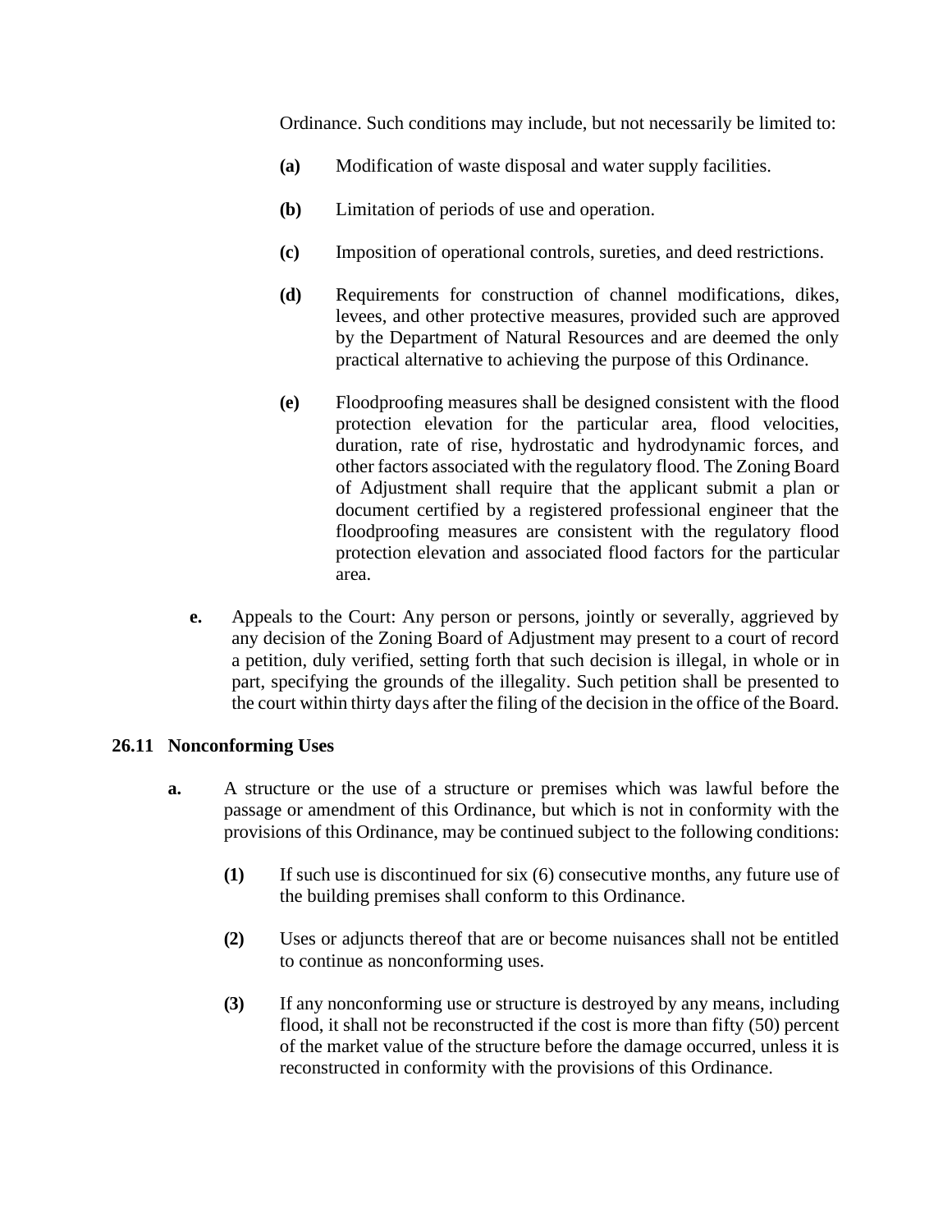Ordinance. Such conditions may include, but not necessarily be limited to:

- **(a)** Modification of waste disposal and water supply facilities.
- **(b)** Limitation of periods of use and operation.
- **(c)** Imposition of operational controls, sureties, and deed restrictions.
- **(d)** Requirements for construction of channel modifications, dikes, levees, and other protective measures, provided such are approved by the Department of Natural Resources and are deemed the only practical alternative to achieving the purpose of this Ordinance.
- **(e)** Floodproofing measures shall be designed consistent with the flood protection elevation for the particular area, flood velocities, duration, rate of rise, hydrostatic and hydrodynamic forces, and other factors associated with the regulatory flood. The Zoning Board of Adjustment shall require that the applicant submit a plan or document certified by a registered professional engineer that the floodproofing measures are consistent with the regulatory flood protection elevation and associated flood factors for the particular area.

**e.** Appeals to the Court: Any person or persons, jointly or severally, aggrieved by any decision of the Zoning Board of Adjustment may present to a court of record a petition, duly verified, setting forth that such decision is illegal, in whole or in part, specifying the grounds of the illegality. Such petition shall be presented to the court within thirty days after the filing of the decision in the office of the Board.

### 26.11 Nonconforming Uses

**a.** A structure or the use of a structure or premises which was lawful before the passage or amendment of this Ordinance, but which is not in conformity with the provisions of this Ordinance, may be continued subject to the following conditions:

- **(1)** If such use is discontinued for six (6) consecutive months, any future use of the building premises shall conform to this Ordinance.
- **(2)** Uses or adjuncts thereof that are or become nuisances shall not be entitled to continue as nonconforming uses.
- **(3)** If any nonconforming use or structure is destroyed by any means, including flood, it shall not be reconstructed if the cost is more than fifty (50) percent of the market value of the structure before the damage occurred, unless it is reconstructed in conformity with the provisions of this Ordinance.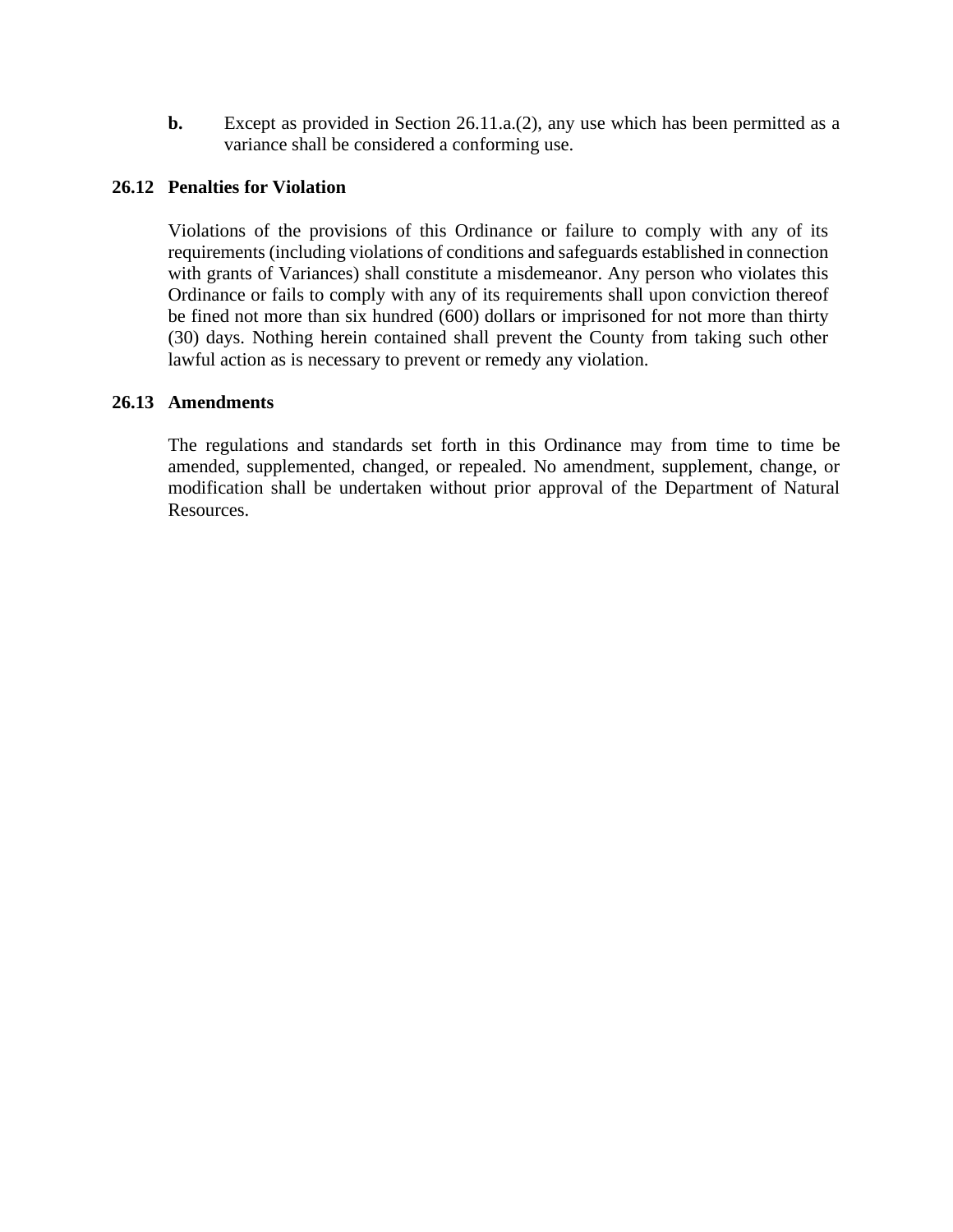**b.** Except as provided in Section 26.11.a.(2), any use which has been permitted as a variance shall be considered a conforming use.

### 26.12 Penalties for Violation

Violations of the provisions of this Ordinance or failure to comply with any of its requirements (including violations of conditions and safeguards established in connection with grants of Variances) shall constitute a misdemeanor. Any person who violates this Ordinance or fails to comply with any of its requirements shall upon conviction thereof be fined not more than six hundred (600) dollars or imprisoned for not more than thirty (30) days. Nothing herein contained shall prevent the County from taking such other lawful action as is necessary to prevent or remedy any violation.

### 26.13 Amendments

The regulations and standards set forth in this Ordinance may from time to time be amended, supplemented, changed, or repealed. No amendment, supplement, change, or modification shall be undertaken without prior approval of the Department of Natural Resources.